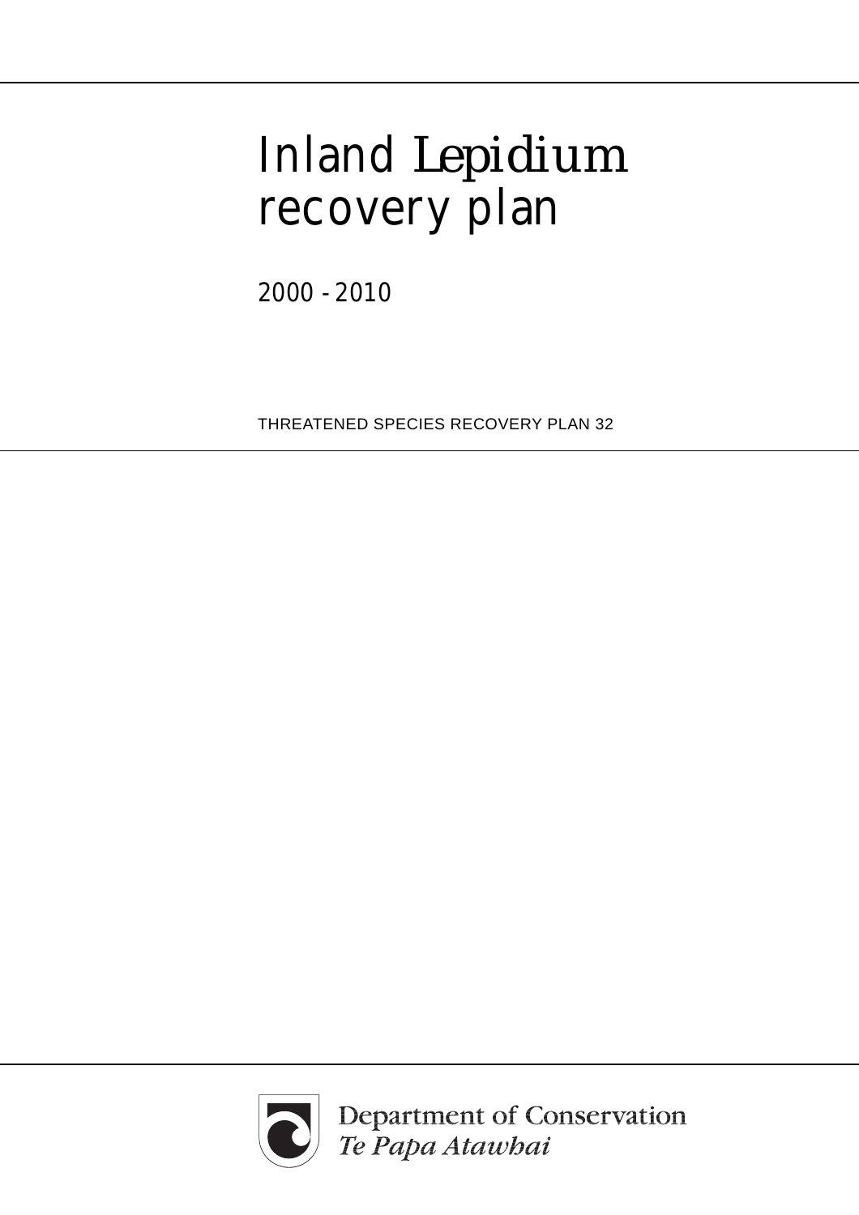# Inland *Lepidium* recovery plan

2000 - 2010

THREATENED SPECIES RECOVERY PLAN 32

Department of Conservation
*Te Papa Atawhai*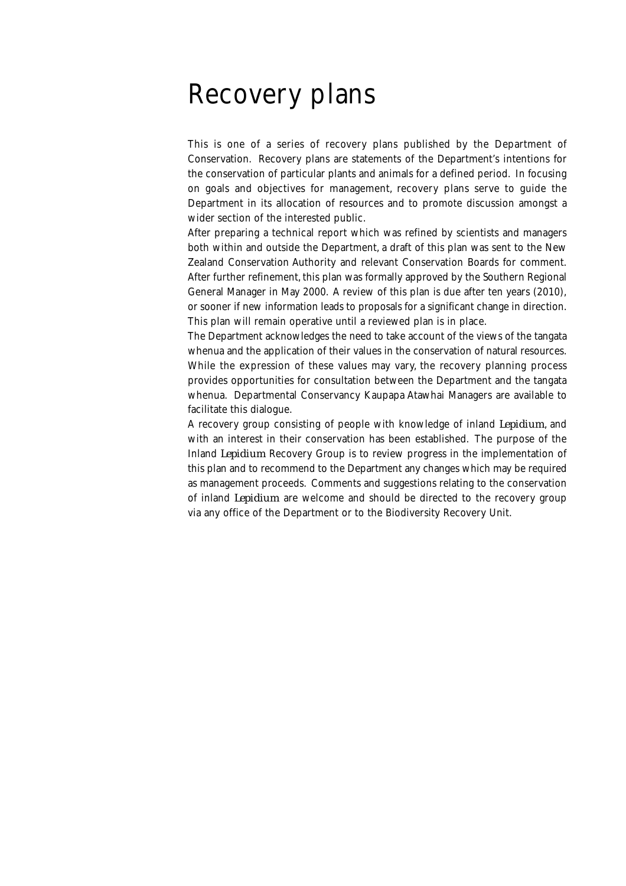# Recovery plans

This is one of a series of recovery plans published by the Department of Conservation. Recovery plans are statements of the Department's intentions for the conservation of particular plants and animals for a defined period. In focusing on goals and objectives for management, recovery plans serve to guide the Department in its allocation of resources and to promote discussion amongst a wider section of the interested public.

After preparing a technical report which was refined by scientists and managers both within and outside the Department, a draft of this plan was sent to the New Zealand Conservation Authority and relevant Conservation Boards for comment. After further refinement, this plan was formally approved by the Southern Regional General Manager in May 2000. A review of this plan is due after ten years (2010), or sooner if new information leads to proposals for a significant change in direction. This plan will remain operative until a reviewed plan is in place.

The Department acknowledges the need to take account of the views of the tangata whenua and the application of their values in the conservation of natural resources. While the expression of these values may vary, the recovery planning process provides opportunities for consultation between the Department and the tangata whenua. Departmental Conservancy Kaupapa Atawhai Managers are available to facilitate this dialogue.

A recovery group consisting of people with knowledge of inland *Lepidium*, and with an interest in their conservation has been established. The purpose of the Inland *Lepidium* Recovery Group is to review progress in the implementation of this plan and to recommend to the Department any changes which may be required as management proceeds. Comments and suggestions relating to the conservation of inland *Lepidium* are welcome and should be directed to the recovery group via any office of the Department or to the Biodiversity Recovery Unit.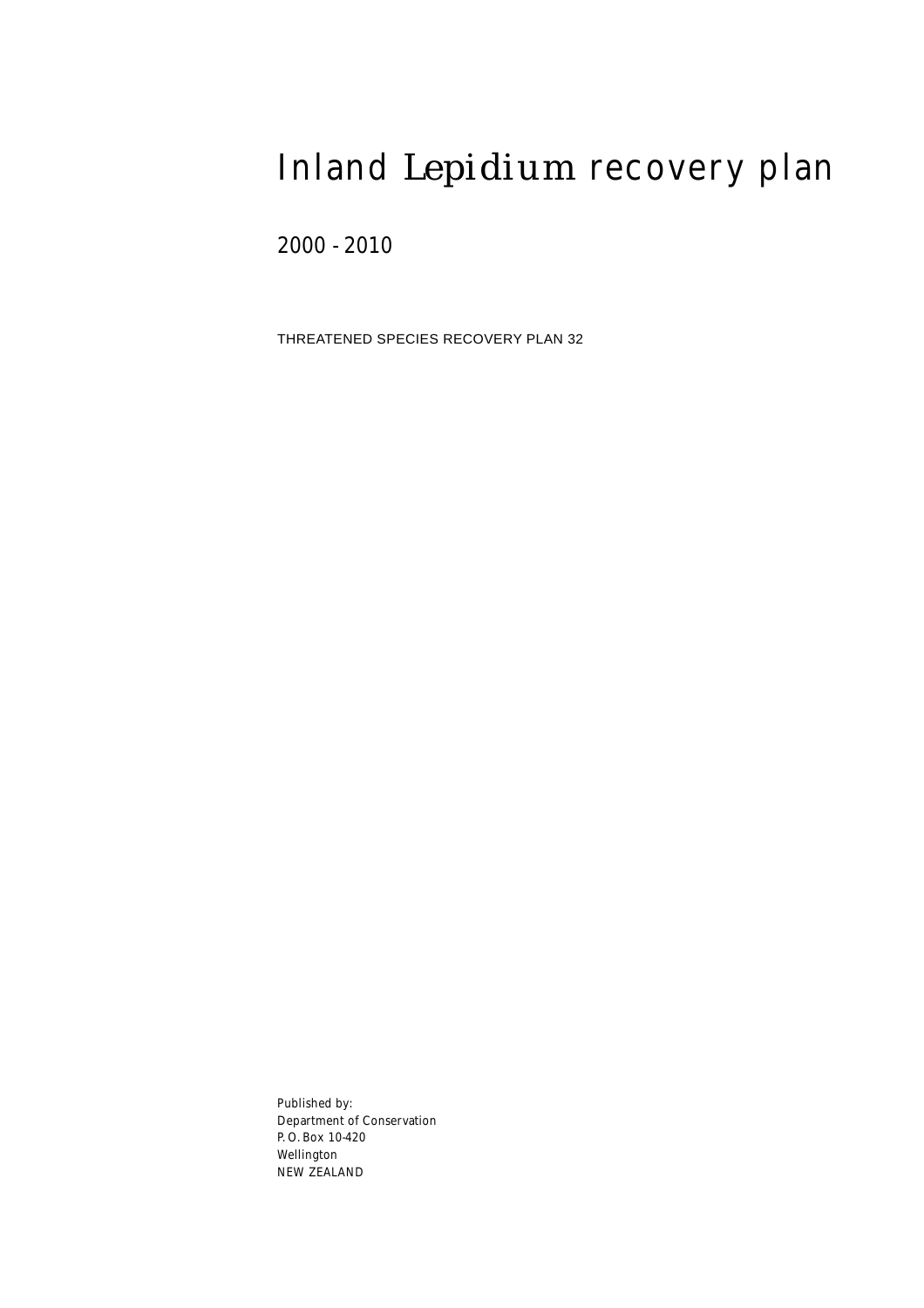# Inland *Lepidium* recovery plan

2000 - 2010

THREATENED SPECIES RECOVERY PLAN 32

Published by:
Department of Conservation
P. O. Box 10-420
Wellington
NEW ZEALAND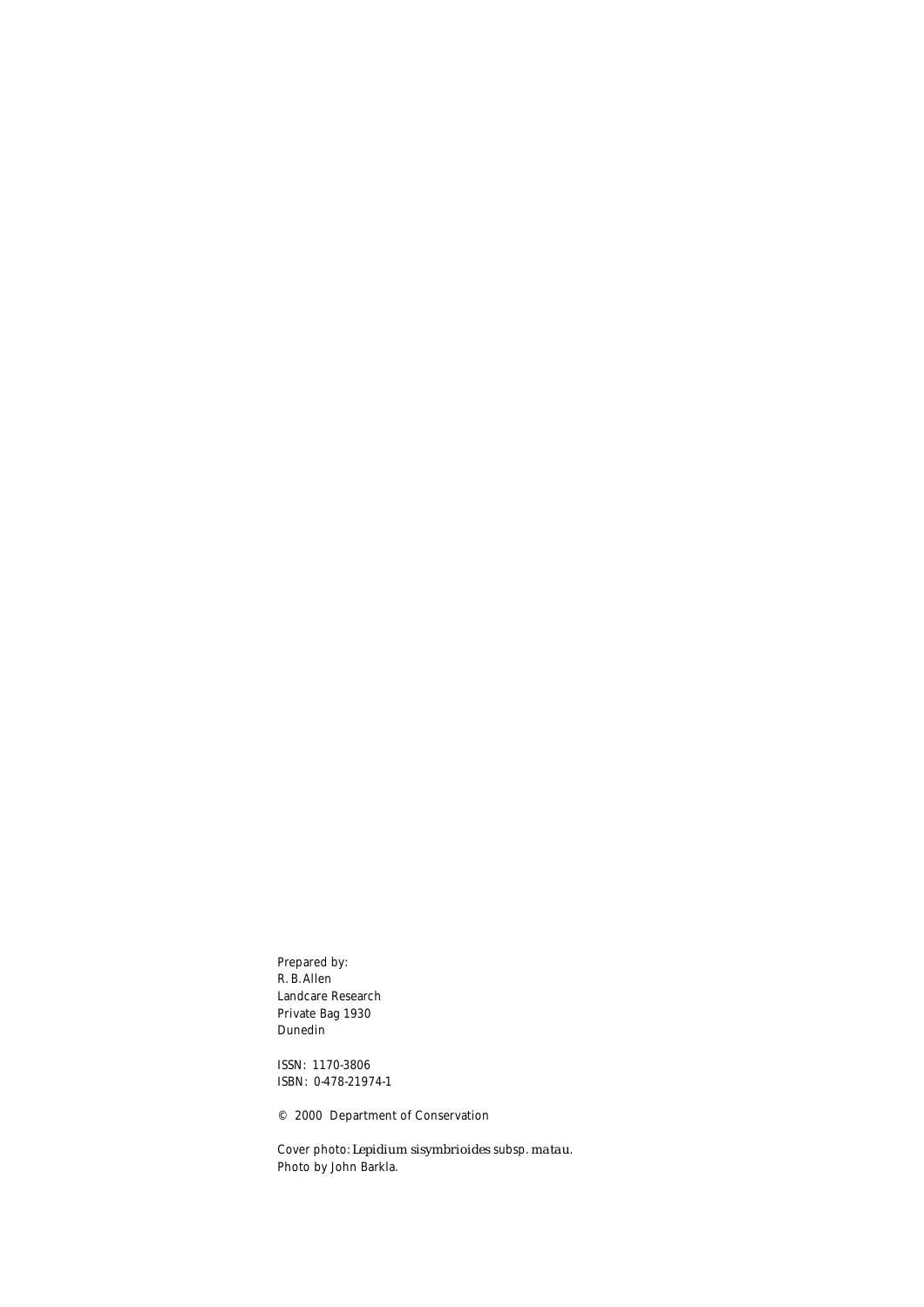Prepared by:
R. B. Allen
Landcare Research
Private Bag 1930
Dunedin

ISSN: 1170-3806
ISBN: 0-478-21974-1

© 2000 Department of Conservation

Cover photo: *Lepidium sisymbrioides* subsp. *matau*.
Photo by John Barkla.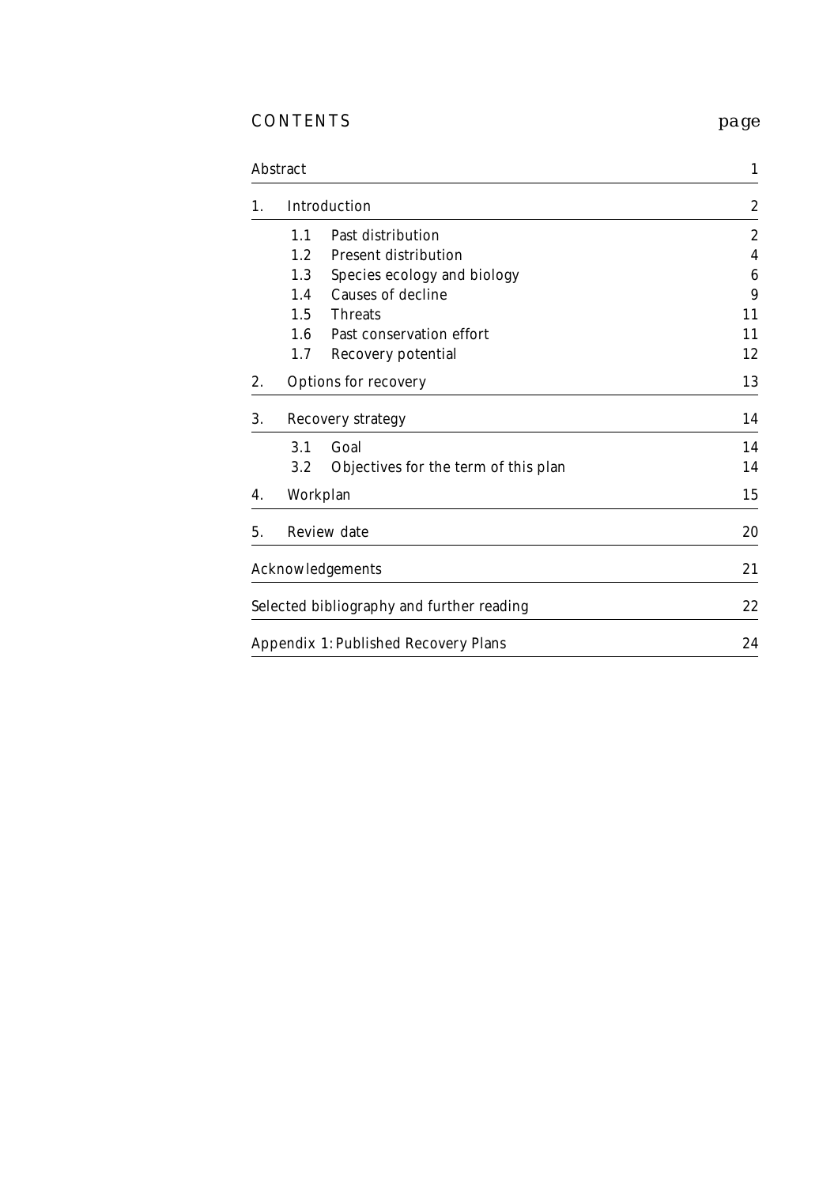## CONTENTS

| | page |
|---|---|
| Abstract | 1 |
| 1. Introduction | 2 |
| 1.1 Past distribution | 2 |
| 1.2 Present distribution | 4 |
| 1.3 Species ecology and biology | 6 |
| 1.4 Causes of decline | 9 |
| 1.5 Threats | 11 |
| 1.6 Past conservation effort | 11 |
| 1.7 Recovery potential | 12 |
| 2. Options for recovery | 13 |
| 3. Recovery strategy | 14 |
| 3.1 Goal | 14 |
| 3.2 Objectives for the term of this plan | 14 |
| 4. Workplan | 15 |
| 5. Review date | 20 |
| Acknowledgements | 21 |
| Selected bibliography and further reading | 22 |
| Appendix 1: Published Recovery Plans | 24 |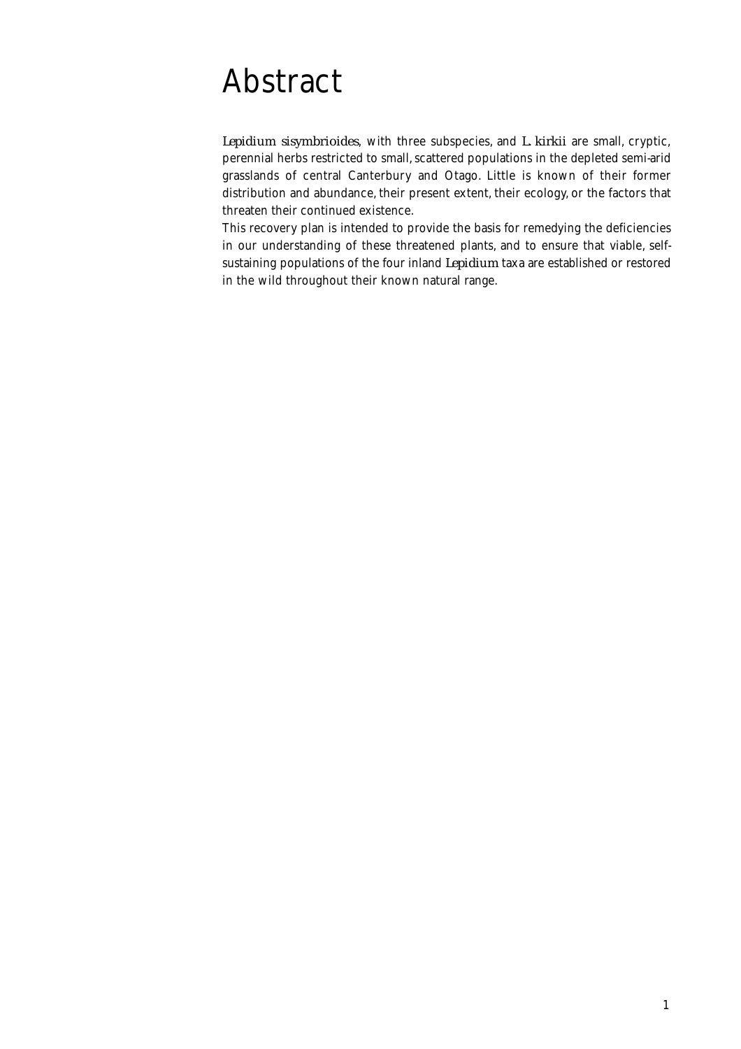# Abstract

*Lepidium sisymbrioides*, with three subspecies, and *L. kirkii* are small, cryptic, perennial herbs restricted to small, scattered populations in the depleted semi-arid grasslands of central Canterbury and Otago. Little is known of their former distribution and abundance, their present extent, their ecology, or the factors that threaten their continued existence.

This recovery plan is intended to provide the basis for remedying the deficiencies in our understanding of these threatened plants, and to ensure that viable, self-sustaining populations of the four inland *Lepidium* taxa are established or restored in the wild throughout their known natural range.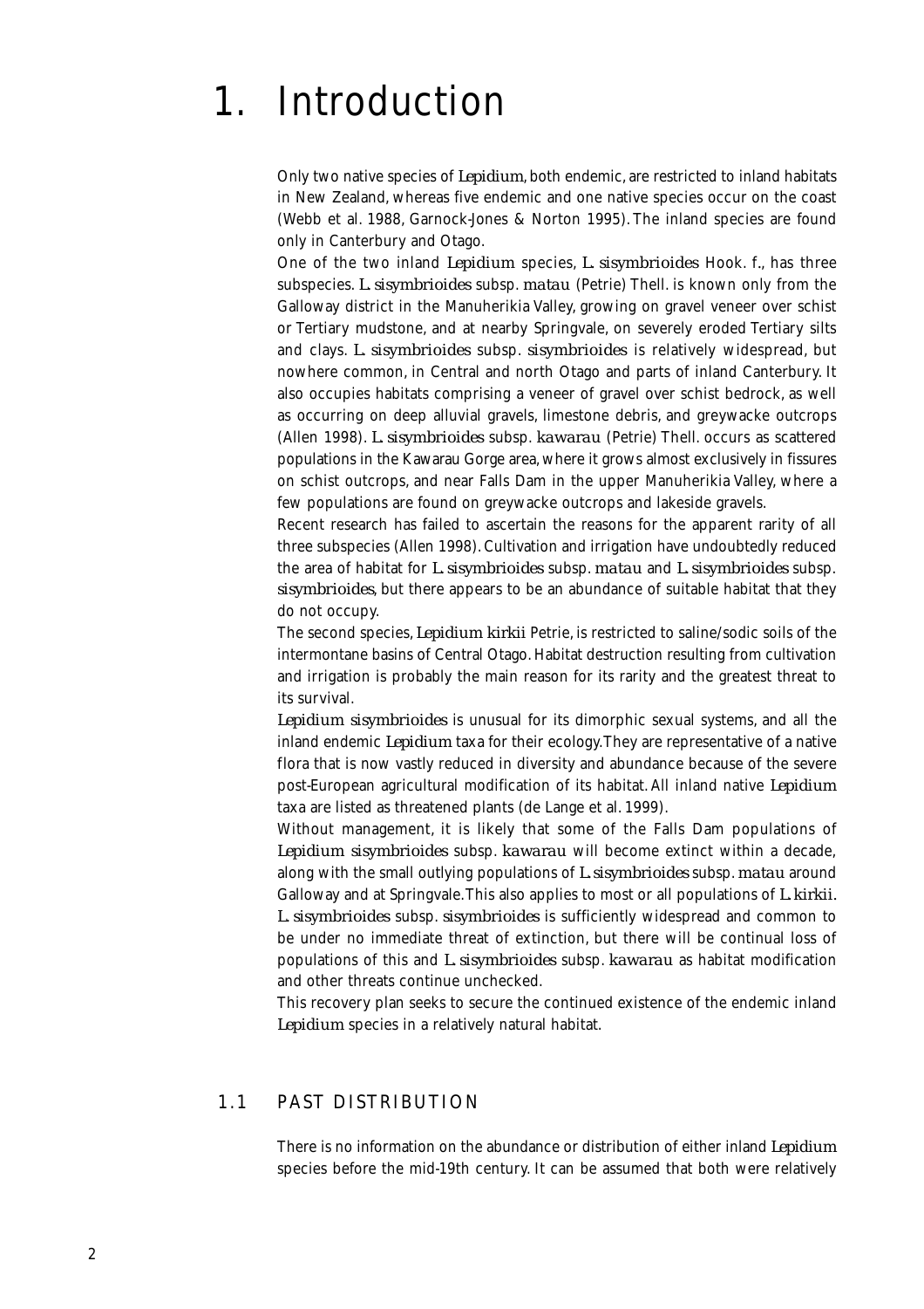# 1. Introduction

Only two native species of *Lepidium*, both endemic, are restricted to inland habitats in New Zealand, whereas five endemic and one native species occur on the coast (Webb et al. 1988, Garnock-Jones & Norton 1995). The inland species are found only in Canterbury and Otago.

One of the two inland *Lepidium* species, *L. sisymbrioides* Hook. f., has three subspecies. *L. sisymbrioides* subsp. *matau* (Petrie) Thell. is known only from the Galloway district in the Manuherikia Valley, growing on gravel veneer over schist or Tertiary mudstone, and at nearby Springvale, on severely eroded Tertiary silts and clays. *L. sisymbrioides* subsp. *sisymbrioides* is relatively widespread, but nowhere common, in Central and north Otago and parts of inland Canterbury. It also occupies habitats comprising a veneer of gravel over schist bedrock, as well as occurring on deep alluvial gravels, limestone debris, and greywacke outcrops (Allen 1998). *L. sisymbrioides* subsp. *kawarau* (Petrie) Thell. occurs as scattered populations in the Kawarau Gorge area, where it grows almost exclusively in fissures on schist outcrops, and near Falls Dam in the upper Manuherikia Valley, where a few populations are found on greywacke outcrops and lakeside gravels.

Recent research has failed to ascertain the reasons for the apparent rarity of all three subspecies (Allen 1998). Cultivation and irrigation have undoubtedly reduced the area of habitat for *L. sisymbrioides* subsp. *matau* and *L. sisymbrioides* subsp. *sisymbrioides*, but there appears to be an abundance of suitable habitat that they do not occupy.

The second species, *Lepidium kirkii* Petrie, is restricted to saline/sodic soils of the intermontane basins of Central Otago. Habitat destruction resulting from cultivation and irrigation is probably the main reason for its rarity and the greatest threat to its survival.

*Lepidium sisymbrioides* is unusual for its dimorphic sexual systems, and all the inland endemic *Lepidium* taxa for their ecology. They are representative of a native flora that is now vastly reduced in diversity and abundance because of the severe post-European agricultural modification of its habitat. All inland native *Lepidium* taxa are listed as threatened plants (de Lange et al. 1999).

Without management, it is likely that some of the Falls Dam populations of *Lepidium sisymbrioides* subsp. *kawarau* will become extinct within a decade, along with the small outlying populations of *L. sisymbrioides* subsp. *matau* around Galloway and at Springvale. This also applies to most or all populations of *L. kirkii*. *L. sisymbrioides* subsp. *sisymbrioides* is sufficiently widespread and common to be under no immediate threat of extinction, but there will be continual loss of populations of this and *L. sisymbrioides* subsp. *kawarau* as habitat modification and other threats continue unchecked.

This recovery plan seeks to secure the continued existence of the endemic inland *Lepidium* species in a relatively natural habitat.

## 1.1 PAST DISTRIBUTION

There is no information on the abundance or distribution of either inland *Lepidium* species before the mid-19th century. It can be assumed that both were relatively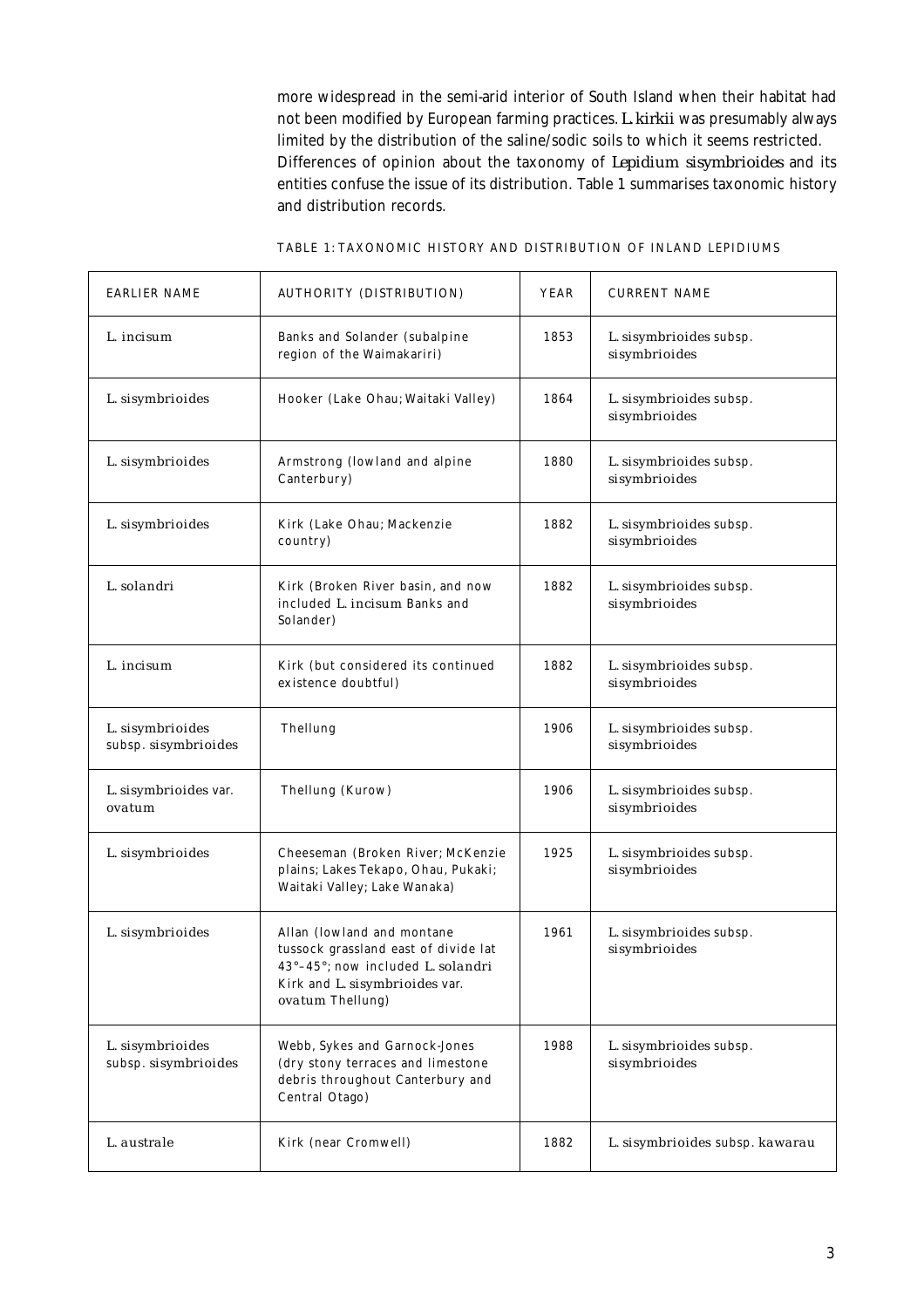more widespread in the semi-arid interior of South Island when their habitat had not been modified by European farming practices. *L. kirkii* was presumably always limited by the distribution of the saline/sodic soils to which it seems restricted.

Differences of opinion about the taxonomy of *Lepidium sisymbrioides* and its entities confuse the issue of its distribution. Table 1 summarises taxonomic history and distribution records.

TABLE 1: TAXONOMIC HISTORY AND DISTRIBUTION OF INLAND LEPIDIUMS

| EARLIER NAME | AUTHORITY (DISTRIBUTION) | YEAR | CURRENT NAME |
|---|---|---|---|
| *L. incisum* | Banks and Solander (subalpine region of the Waimakariri) | 1853 | *L. sisymbrioides* subsp. *sisymbrioides* |
| *L. sisymbrioides* | Hooker (Lake Ohau; Waitaki Valley) | 1864 | *L. sisymbrioides* subsp. *sisymbrioides* |
| *L. sisymbrioides* | Armstrong (lowland and alpine Canterbury) | 1880 | *L. sisymbrioides* subsp. *sisymbrioides* |
| *L. sisymbrioides* | Kirk (Lake Ohau; Mackenzie country) | 1882 | *L. sisymbrioides* subsp. *sisymbrioides* |
| *L. solandri* | Kirk (Broken River basin, and now included *L. incisum* Banks and Solander) | 1882 | *L. sisymbrioides* subsp. *sisymbrioides* |
| *L. incisum* | Kirk (but considered its continued existence doubtful) | 1882 | *L. sisymbrioides* subsp. *sisymbrioides* |
| *L. sisymbrioides* subsp. *sisymbrioides* | Thellung | 1906 | *L. sisymbrioides* subsp. *sisymbrioides* |
| *L. sisymbrioides* var. *ovatum* | Thellung (Kurow) | 1906 | *L. sisymbrioides* subsp. *sisymbrioides* |
| *L. sisymbrioides* | Cheeseman (Broken River; McKenzie plains; Lakes Tekapo, Ohau, Pukaki; Waitaki Valley; Lake Wanaka) | 1925 | *L. sisymbrioides* subsp. *sisymbrioides* |
| *L. sisymbrioides* | Allan (lowland and montane tussock grassland east of divide lat 43°–45°; now included *L. solandri* Kirk and *L. sisymbrioides* var. *ovatum* Thellung) | 1961 | *L. sisymbrioides* subsp. *sisymbrioides* |
| *L. sisymbrioides* subsp. *sisymbrioides* | Webb, Sykes and Garnock-Jones (dry stony terraces and limestone debris throughout Canterbury and Central Otago) | 1988 | *L. sisymbrioides* subsp. *sisymbrioides* |
| *L. australe* | Kirk (near Cromwell) | 1882 | *L. sisymbrioides* subsp. *kawarau* |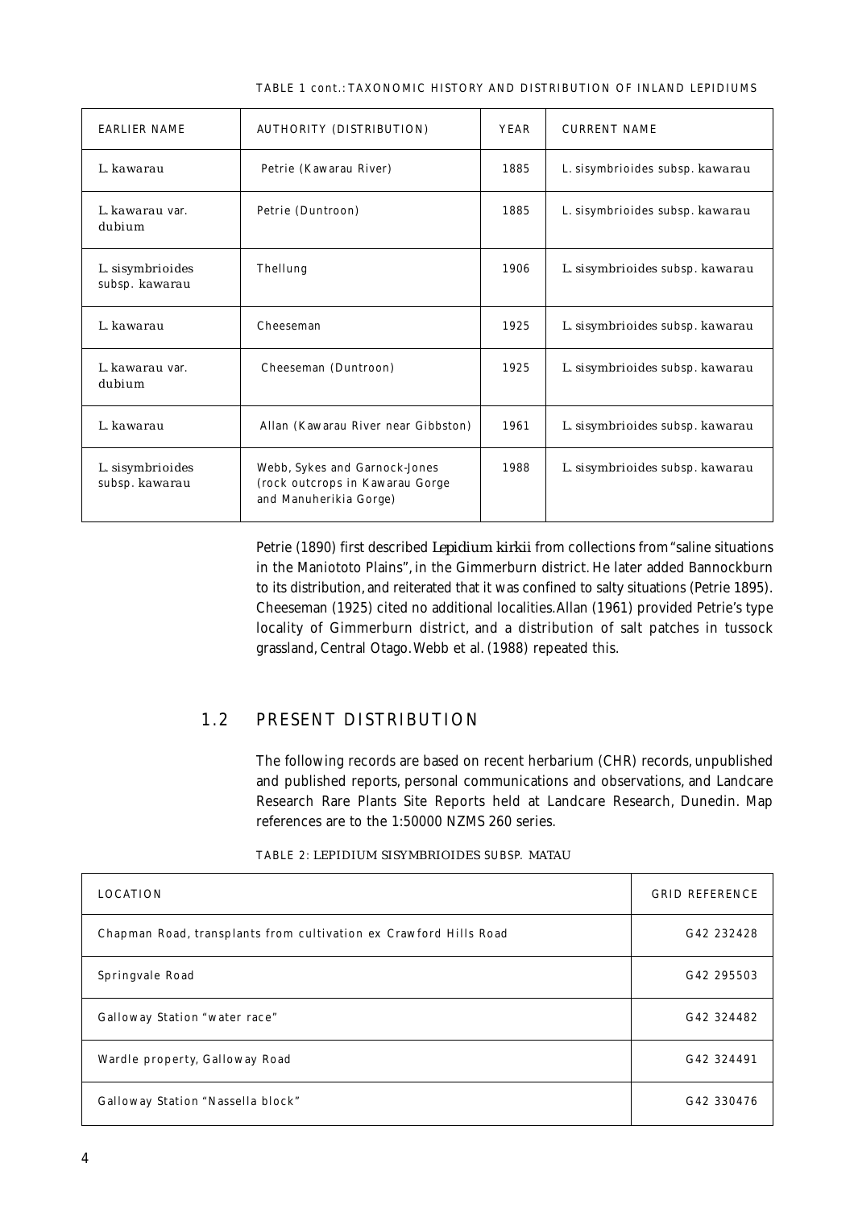TABLE 1 cont.: TAXONOMIC HISTORY AND DISTRIBUTION OF INLAND LEPIDIUMS

| EARLIER NAME | AUTHORITY (DISTRIBUTION) | YEAR | CURRENT NAME |
|---|---|---|---|
| *L. kawarau* | Petrie (Kawarau River) | 1885 | *L. sisymbrioides* subsp. *kawarau* |
| *L. kawarau* var. *dubium* | Petrie (Duntroon) | 1885 | *L. sisymbrioides* subsp. *kawarau* |
| *L. sisymbrioides* subsp. *kawarau* | Thellung | 1906 | *L. sisymbrioides* subsp. *kawarau* |
| *L. kawarau* | Cheeseman | 1925 | *L. sisymbrioides* subsp. *kawarau* |
| *L. kawarau* var. *dubium* | Cheeseman (Duntroon) | 1925 | *L. sisymbrioides* subsp. *kawarau* |
| *L. kawarau* | Allan (Kawarau River near Gibbston) | 1961 | *L. sisymbrioides* subsp. *kawarau* |
| *L. sisymbrioides* subsp. *kawarau* | Webb, Sykes and Garnock-Jones (rock outcrops in Kawarau Gorge and Manuherikia Gorge) | 1988 | *L. sisymbrioides* subsp. *kawarau* |

Petrie (1890) first described *Lepidium kirkii* from collections from "saline situations in the Maniototo Plains", in the Gimmerburn district. He later added Bannockburn to its distribution, and reiterated that it was confined to salty situations (Petrie 1895). Cheeseman (1925) cited no additional localities. Allan (1961) provided Petrie's type locality of Gimmerburn district, and a distribution of salt patches in tussock grassland, Central Otago. Webb et al. (1988) repeated this.

## 1.2 PRESENT DISTRIBUTION

The following records are based on recent herbarium (CHR) records, unpublished and published reports, personal communications and observations, and Landcare Research Rare Plants Site Reports held at Landcare Research, Dunedin. Map references are to the 1:50000 NZMS 260 series.

TABLE 2: *LEPIDIUM SISYMBRIOIDES* SUBSP. *MATAU*

| LOCATION | GRID REFERENCE |
|---|---|
| Chapman Road, transplants from cultivation ex Crawford Hills Road | G42 232428 |
| Springvale Road | G42 295503 |
| Galloway Station "water race" | G42 324482 |
| Wardle property, Galloway Road | G42 324491 |
| Galloway Station "Nassella block" | G42 330476 |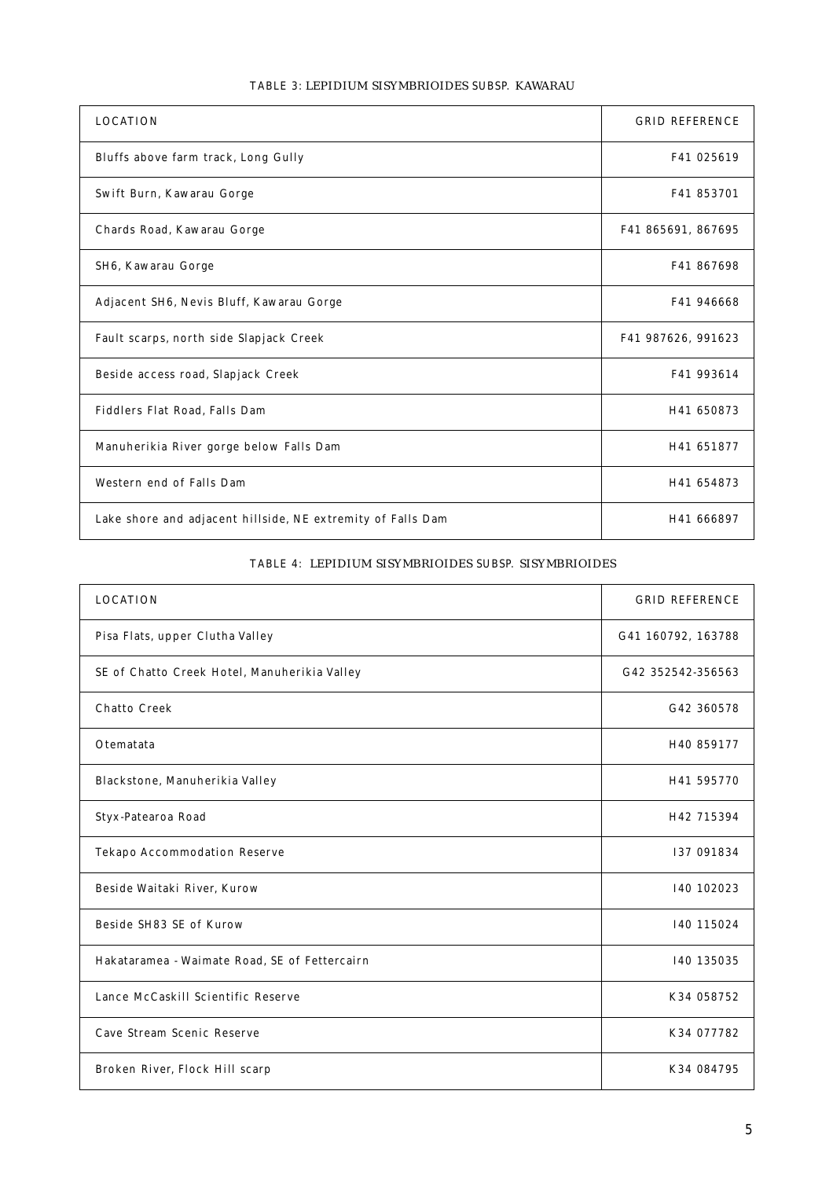TABLE 3: *LEPIDIUM SISYMBRIOIDES* SUBSP. *KAWARAU*

| LOCATION | GRID REFERENCE |
|---|---|
| Bluffs above farm track, Long Gully | F41 025619 |
| Swift Burn, Kawarau Gorge | F41 853701 |
| Chards Road, Kawarau Gorge | F41 865691, 867695 |
| SH6, Kawarau Gorge | F41 867698 |
| Adjacent SH6, Nevis Bluff, Kawarau Gorge | F41 946668 |
| Fault scarps, north side Slapjack Creek | F41 987626, 991623 |
| Beside access road, Slapjack Creek | F41 993614 |
| Fiddlers Flat Road, Falls Dam | H41 650873 |
| Manuherikia River gorge below Falls Dam | H41 651877 |
| Western end of Falls Dam | H41 654873 |
| Lake shore and adjacent hillside, NE extremity of Falls Dam | H41 666897 |

TABLE 4: *LEPIDIUM SISYMBRIOIDES* SUBSP. *SISYMBRIOIDES*

| LOCATION | GRID REFERENCE |
|---|---|
| Pisa Flats, upper Clutha Valley | G41 160792, 163788 |
| SE of Chatto Creek Hotel, Manuherikia Valley | G42 352542-356563 |
| Chatto Creek | G42 360578 |
| Otematata | H40 859177 |
| Blackstone, Manuherikia Valley | H41 595770 |
| Styx-Patearoa Road | H42 715394 |
| Tekapo Accommodation Reserve | I37 091834 |
| Beside Waitaki River, Kurow | I40 102023 |
| Beside SH83 SE of Kurow | I40 115024 |
| Hakataramea - Waimate Road, SE of Fettercairn | I40 135035 |
| Lance McCaskill Scientific Reserve | K34 058752 |
| Cave Stream Scenic Reserve | K34 077782 |
| Broken River, Flock Hill scarp | K34 084795 |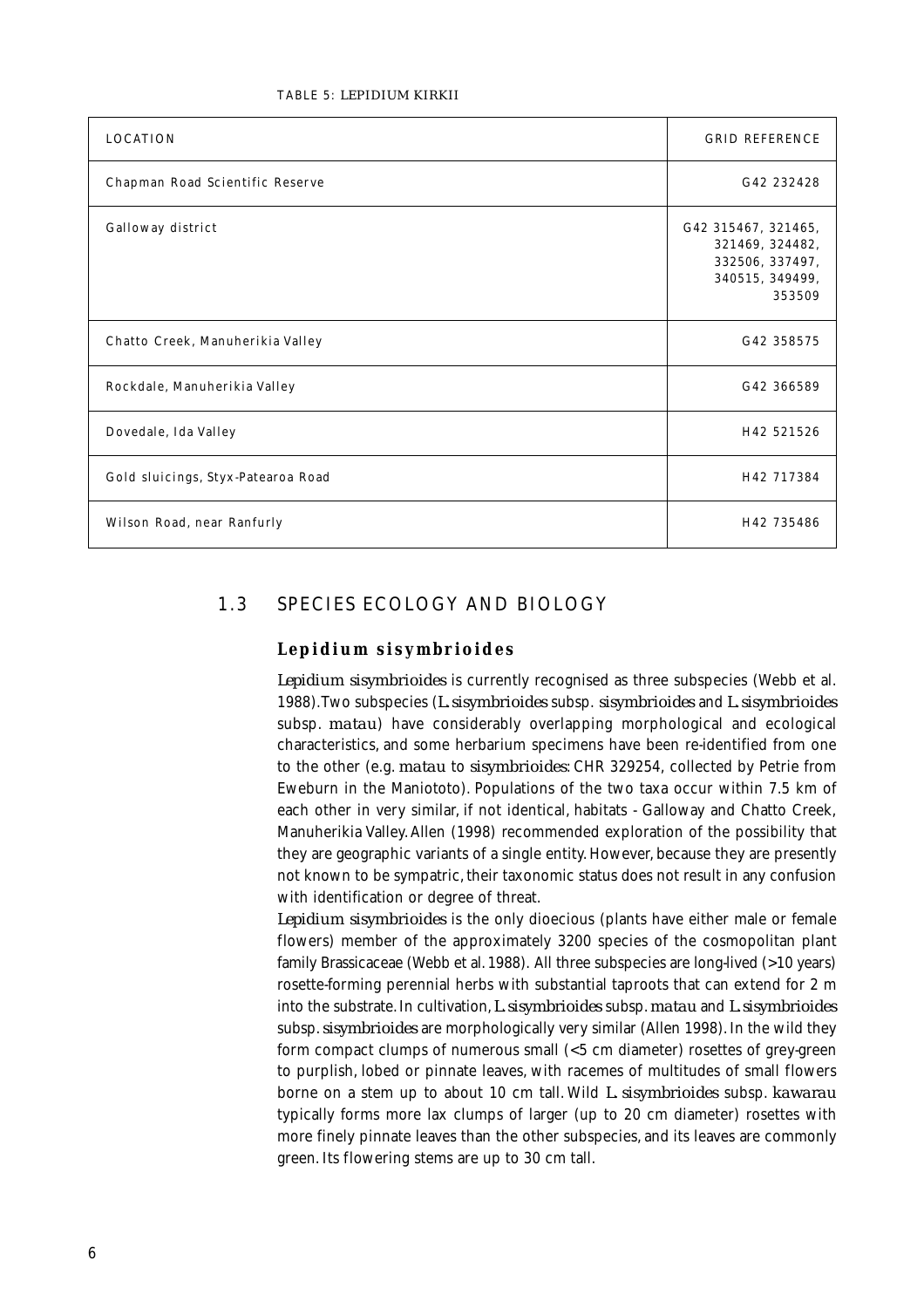TABLE 5: *LEPIDIUM KIRKII*

| LOCATION | GRID REFERENCE |
|---|---|
| Chapman Road Scientific Reserve | G42 232428 |
| Galloway district | G42 315467, 321465, 321469, 324482, 332506, 337497, 340515, 349499, 353509 |
| Chatto Creek, Manuherikia Valley | G42 358575 |
| Rockdale, Manuherikia Valley | G42 366589 |
| Dovedale, Ida Valley | H42 521526 |
| Gold sluicings, Styx-Patearoa Road | H42 717384 |
| Wilson Road, near Ranfurly | H42 735486 |

## 1.3 SPECIES ECOLOGY AND BIOLOGY

### *Lepidium sisymbrioides*

*Lepidium sisymbrioides* is currently recognised as three subspecies (Webb et al. 1988). Two subspecies (*L. sisymbrioides* subsp. *sisymbrioides* and *L. sisymbrioides* subsp. *matau*) have considerably overlapping morphological and ecological characteristics, and some herbarium specimens have been re-identified from one to the other (e.g. *matau* to *sisymbrioides*: CHR 329254, collected by Petrie from Eweburn in the Maniototo). Populations of the two taxa occur within 7.5 km of each other in very similar, if not identical, habitats - Galloway and Chatto Creek, Manuherikia Valley. Allen (1998) recommended exploration of the possibility that they are geographic variants of a single entity. However, because they are presently not known to be sympatric, their taxonomic status does not result in any confusion with identification or degree of threat.

*Lepidium sisymbrioides* is the only dioecious (plants have either male or female flowers) member of the approximately 3200 species of the cosmopolitan plant family Brassicaceae (Webb et al. 1988). All three subspecies are long-lived (>10 years) rosette-forming perennial herbs with substantial taproots that can extend for 2 m into the substrate. In cultivation, *L. sisymbrioides* subsp. *matau* and *L. sisymbrioides* subsp. *sisymbrioides* are morphologically very similar (Allen 1998). In the wild they form compact clumps of numerous small (<5 cm diameter) rosettes of grey-green to purplish, lobed or pinnate leaves, with racemes of multitudes of small flowers borne on a stem up to about 10 cm tall. Wild *L. sisymbrioides* subsp. *kawarau* typically forms more lax clumps of larger (up to 20 cm diameter) rosettes with more finely pinnate leaves than the other subspecies, and its leaves are commonly green. Its flowering stems are up to 30 cm tall.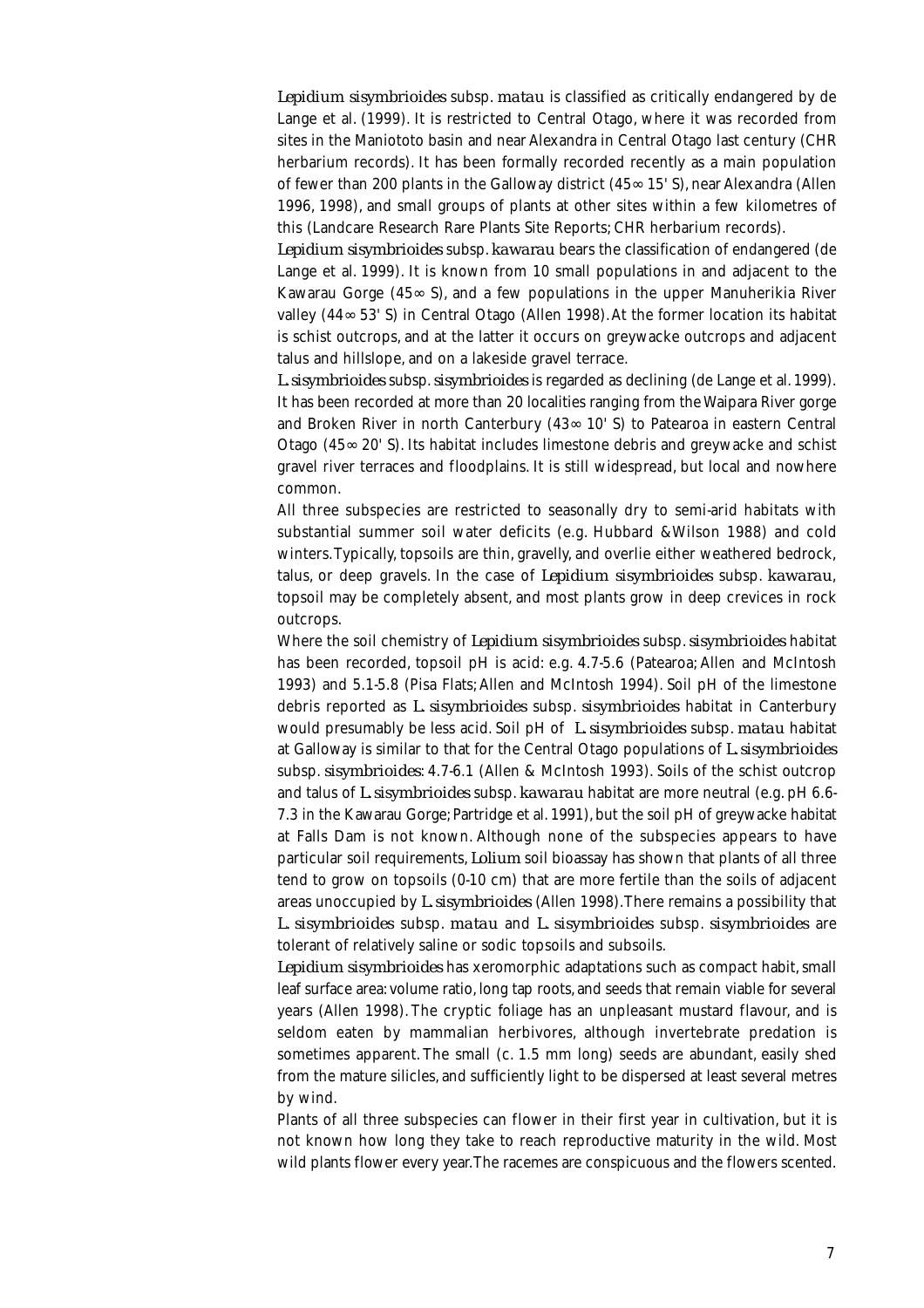*Lepidium sisymbrioides* subsp. *matau* is classified as critically endangered by de Lange et al. (1999). It is restricted to Central Otago, where it was recorded from sites in the Maniototo basin and near Alexandra in Central Otago last century (CHR herbarium records). It has been formally recorded recently as a main population of fewer than 200 plants in the Galloway district (45∞ 15' S), near Alexandra (Allen 1996, 1998), and small groups of plants at other sites within a few kilometres of this (Landcare Research Rare Plants Site Reports; CHR herbarium records).

*Lepidium sisymbrioides* subsp. *kawarau* bears the classification of endangered (de Lange et al. 1999). It is known from 10 small populations in and adjacent to the Kawarau Gorge (45∞ S), and a few populations in the upper Manuherikia River valley (44∞ 53' S) in Central Otago (Allen 1998). At the former location its habitat is schist outcrops, and at the latter it occurs on greywacke outcrops and adjacent talus and hillslope, and on a lakeside gravel terrace.

*L. sisymbrioides* subsp. *sisymbrioides* is regarded as declining (de Lange et al. 1999). It has been recorded at more than 20 localities ranging from the Waipara River gorge and Broken River in north Canterbury (43∞ 10' S) to Patearoa in eastern Central Otago (45∞ 20' S). Its habitat includes limestone debris and greywacke and schist gravel river terraces and floodplains. It is still widespread, but local and nowhere common.

All three subspecies are restricted to seasonally dry to semi-arid habitats with substantial summer soil water deficits (e.g. Hubbard & Wilson 1988) and cold winters. Typically, topsoils are thin, gravelly, and overlie either weathered bedrock, talus, or deep gravels. In the case of *Lepidium sisymbrioides* subsp. *kawarau*, topsoil may be completely absent, and most plants grow in deep crevices in rock outcrops.

Where the soil chemistry of *Lepidium sisymbrioides* subsp. *sisymbrioides* habitat has been recorded, topsoil pH is acid: e.g. 4.7-5.6 (Patearoa; Allen and McIntosh 1993) and 5.1-5.8 (Pisa Flats; Allen and McIntosh 1994). Soil pH of the limestone debris reported as *L. sisymbrioides* subsp. *sisymbrioides* habitat in Canterbury would presumably be less acid. Soil pH of *L. sisymbrioides* subsp. *matau* habitat at Galloway is similar to that for the Central Otago populations of *L. sisymbrioides* subsp. *sisymbrioides*: 4.7-6.1 (Allen & McIntosh 1993). Soils of the schist outcrop and talus of *L. sisymbrioides* subsp. *kawarau* habitat are more neutral (e.g. pH 6.6-7.3 in the Kawarau Gorge; Partridge et al. 1991), but the soil pH of greywacke habitat at Falls Dam is not known. Although none of the subspecies appears to have particular soil requirements, *Lolium* soil bioassay has shown that plants of all three tend to grow on topsoils (0-10 cm) that are more fertile than the soils of adjacent areas unoccupied by *L. sisymbrioides* (Allen 1998). There remains a possibility that *L. sisymbrioides* subsp. *matau* and *L. sisymbrioides* subsp. *sisymbrioides* are tolerant of relatively saline or sodic topsoils and subsoils.

*Lepidium sisymbrioides* has xeromorphic adaptations such as compact habit, small leaf surface area: volume ratio, long tap roots, and seeds that remain viable for several years (Allen 1998). The cryptic foliage has an unpleasant mustard flavour, and is seldom eaten by mammalian herbivores, although invertebrate predation is sometimes apparent. The small (c. 1.5 mm long) seeds are abundant, easily shed from the mature silicles, and sufficiently light to be dispersed at least several metres by wind.

Plants of all three subspecies can flower in their first year in cultivation, but it is not known how long they take to reach reproductive maturity in the wild. Most wild plants flower every year. The racemes are conspicuous and the flowers scented.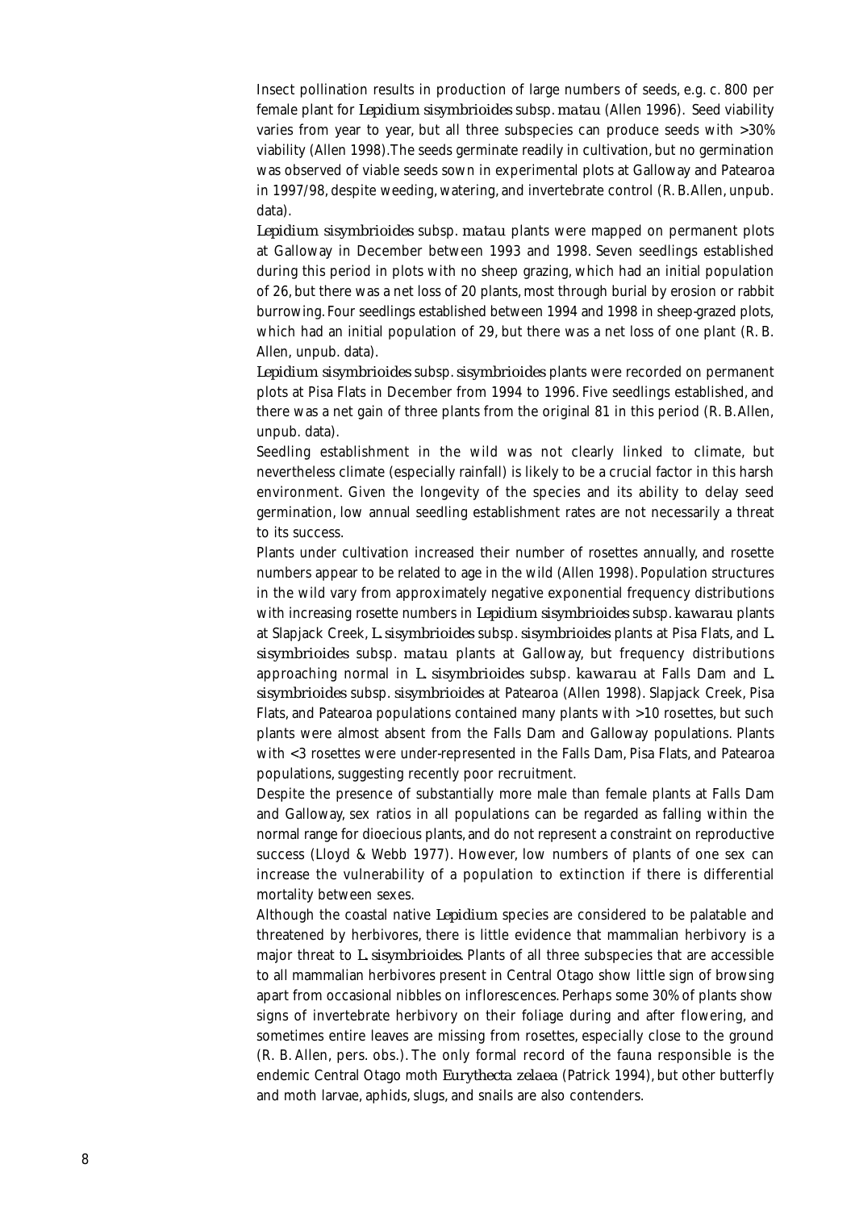Insect pollination results in production of large numbers of seeds, e.g. c. 800 per female plant for *Lepidium sisymbrioides* subsp. *matau* (Allen 1996). Seed viability varies from year to year, but all three subspecies can produce seeds with >30% viability (Allen 1998).The seeds germinate readily in cultivation, but no germination was observed of viable seeds sown in experimental plots at Galloway and Patearoa in 1997/98, despite weeding, watering, and invertebrate control (R. B. Allen, unpub. data).

*Lepidium sisymbrioides* subsp. *matau* plants were mapped on permanent plots at Galloway in December between 1993 and 1998. Seven seedlings established during this period in plots with no sheep grazing, which had an initial population of 26, but there was a net loss of 20 plants, most through burial by erosion or rabbit burrowing. Four seedlings established between 1994 and 1998 in sheep-grazed plots, which had an initial population of 29, but there was a net loss of one plant (R. B. Allen, unpub. data).

*Lepidium sisymbrioides* subsp. *sisymbrioides* plants were recorded on permanent plots at Pisa Flats in December from 1994 to 1996. Five seedlings established, and there was a net gain of three plants from the original 81 in this period (R. B. Allen, unpub. data).

Seedling establishment in the wild was not clearly linked to climate, but nevertheless climate (especially rainfall) is likely to be a crucial factor in this harsh environment. Given the longevity of the species and its ability to delay seed germination, low annual seedling establishment rates are not necessarily a threat to its success.

Plants under cultivation increased their number of rosettes annually, and rosette numbers appear to be related to age in the wild (Allen 1998). Population structures in the wild vary from approximately negative exponential frequency distributions with increasing rosette numbers in *Lepidium sisymbrioides* subsp. *kawarau* plants at Slapjack Creek, *L. sisymbrioides* subsp. *sisymbrioides* plants at Pisa Flats, and *L. sisymbrioides* subsp. *matau* plants at Galloway, but frequency distributions approaching normal in *L. sisymbrioides* subsp. *kawarau* at Falls Dam and *L. sisymbrioides* subsp. *sisymbrioides* at Patearoa (Allen 1998). Slapjack Creek, Pisa Flats, and Patearoa populations contained many plants with >10 rosettes, but such plants were almost absent from the Falls Dam and Galloway populations. Plants with <3 rosettes were under-represented in the Falls Dam, Pisa Flats, and Patearoa populations, suggesting recently poor recruitment.

Despite the presence of substantially more male than female plants at Falls Dam and Galloway, sex ratios in all populations can be regarded as falling within the normal range for dioecious plants, and do not represent a constraint on reproductive success (Lloyd & Webb 1977). However, low numbers of plants of one sex can increase the vulnerability of a population to extinction if there is differential mortality between sexes.

Although the coastal native *Lepidium* species are considered to be palatable and threatened by herbivores, there is little evidence that mammalian herbivory is a major threat to *L. sisymbrioides*. Plants of all three subspecies that are accessible to all mammalian herbivores present in Central Otago show little sign of browsing apart from occasional nibbles on inflorescences. Perhaps some 30% of plants show signs of invertebrate herbivory on their foliage during and after flowering, and sometimes entire leaves are missing from rosettes, especially close to the ground (R. B. Allen, pers. obs.). The only formal record of the fauna responsible is the endemic Central Otago moth *Eurythecta zelaea* (Patrick 1994), but other butterfly and moth larvae, aphids, slugs, and snails are also contenders.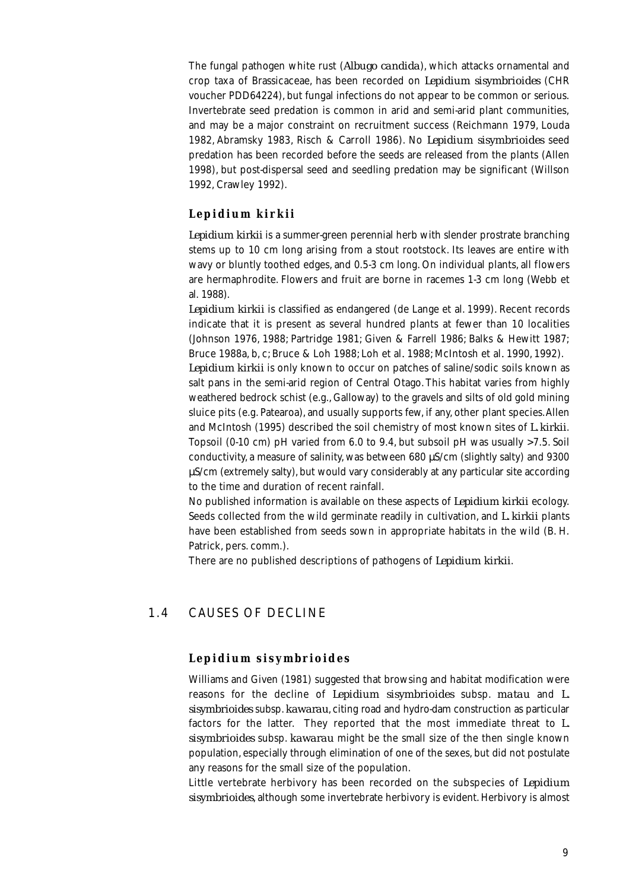The fungal pathogen white rust (*Albugo candida*), which attacks ornamental and crop taxa of Brassicaceae, has been recorded on *Lepidium sisymbrioides* (CHR voucher PDD64224), but fungal infections do not appear to be common or serious. Invertebrate seed predation is common in arid and semi-arid plant communities, and may be a major constraint on recruitment success (Reichmann 1979, Louda 1982, Abramsky 1983, Risch & Carroll 1986). No *Lepidium sisymbrioides* seed predation has been recorded before the seeds are released from the plants (Allen 1998), but post-dispersal seed and seedling predation may be significant (Willson 1992, Crawley 1992).

### *Lepidium kirkii*

*Lepidium kirkii* is a summer-green perennial herb with slender prostrate branching stems up to 10 cm long arising from a stout rootstock. Its leaves are entire with wavy or bluntly toothed edges, and 0.5-3 cm long. On individual plants, all flowers are hermaphrodite. Flowers and fruit are borne in racemes 1-3 cm long (Webb et al. 1988).

*Lepidium kirkii* is classified as endangered (de Lange et al. 1999). Recent records indicate that it is present as several hundred plants at fewer than 10 localities (Johnson 1976, 1988; Partridge 1981; Given & Farrell 1986; Balks & Hewitt 1987; Bruce 1988a, b, c; Bruce & Loh 1988; Loh et al. 1988; McIntosh et al. 1990, 1992).

*Lepidium kirkii* is only known to occur on patches of saline/sodic soils known as salt pans in the semi-arid region of Central Otago. This habitat varies from highly weathered bedrock schist (e.g., Galloway) to the gravels and silts of old gold mining sluice pits (e.g. Patearoa), and usually supports few, if any, other plant species. Allen and McIntosh (1995) described the soil chemistry of most known sites of *L. kirkii*. Topsoil (0-10 cm) pH varied from 6.0 to 9.4, but subsoil pH was usually >7.5. Soil conductivity, a measure of salinity, was between 680 µS/cm (slightly salty) and 9300 µS/cm (extremely salty), but would vary considerably at any particular site according to the time and duration of recent rainfall.

No published information is available on these aspects of *Lepidium kirkii* ecology. Seeds collected from the wild germinate readily in cultivation, and *L. kirkii* plants have been established from seeds sown in appropriate habitats in the wild (B. H. Patrick, pers. comm.).

There are no published descriptions of pathogens of *Lepidium kirkii*.

## 1.4 CAUSES OF DECLINE

### *Lepidium sisymbrioides*

Williams and Given (1981) suggested that browsing and habitat modification were reasons for the decline of *Lepidium sisymbrioides* subsp. *matau* and *L. sisymbrioides* subsp. *kawarau*, citing road and hydro-dam construction as particular factors for the latter. They reported that the most immediate threat to *L. sisymbrioides* subsp. *kawarau* might be the small size of the then single known population, especially through elimination of one of the sexes, but did not postulate any reasons for the small size of the population.

Little vertebrate herbivory has been recorded on the subspecies of *Lepidium sisymbrioides*, although some invertebrate herbivory is evident. Herbivory is almost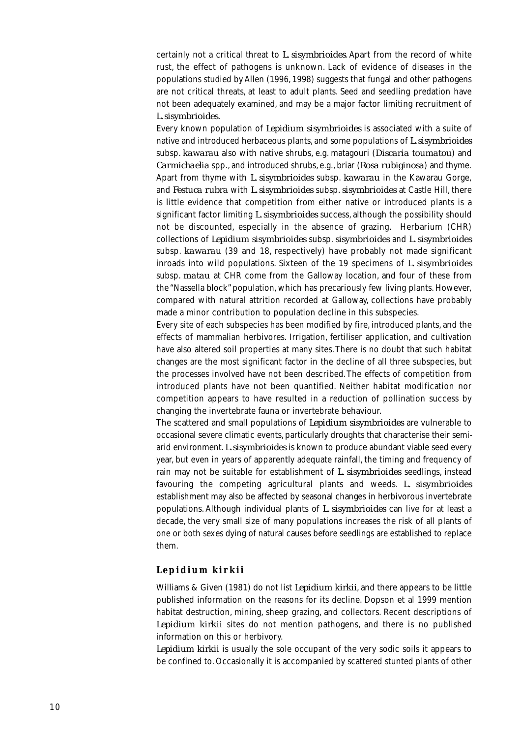certainly not a critical threat to *L. sisymbrioides*. Apart from the record of white rust, the effect of pathogens is unknown. Lack of evidence of diseases in the populations studied by Allen (1996, 1998) suggests that fungal and other pathogens are not critical threats, at least to adult plants. Seed and seedling predation have not been adequately examined, and may be a major factor limiting recruitment of *L. sisymbrioides*.

Every known population of *Lepidium sisymbrioides* is associated with a suite of native and introduced herbaceous plants, and some populations of *L. sisymbrioides* subsp. *kawarau* also with native shrubs, e.g. matagouri (*Discaria toumatou*) and *Carmichaelia* spp., and introduced shrubs, e.g., briar (*Rosa rubiginosa*) and thyme. Apart from thyme with *L. sisymbrioides* subsp. *kawarau* in the Kawarau Gorge, and *Festuca rubra* with *L. sisymbrioides* subsp. *sisymbrioides* at Castle Hill, there is little evidence that competition from either native or introduced plants is a significant factor limiting *L. sisymbrioides* success, although the possibility should not be discounted, especially in the absence of grazing. Herbarium (CHR) collections of *Lepidium sisymbrioides* subsp. *sisymbrioides* and *L. sisymbrioides* subsp. *kawarau* (39 and 18, respectively) have probably not made significant inroads into wild populations. Sixteen of the 19 specimens of *L. sisymbrioides* subsp. *matau* at CHR come from the Galloway location, and four of these from the "Nassella block" population, which has precariously few living plants. However, compared with natural attrition recorded at Galloway, collections have probably made a minor contribution to population decline in this subspecies.

Every site of each subspecies has been modified by fire, introduced plants, and the effects of mammalian herbivores. Irrigation, fertiliser application, and cultivation have also altered soil properties at many sites. There is no doubt that such habitat changes are the most significant factor in the decline of all three subspecies, but the processes involved have not been described. The effects of competition from introduced plants have not been quantified. Neither habitat modification nor competition appears to have resulted in a reduction of pollination success by changing the invertebrate fauna or invertebrate behaviour.

The scattered and small populations of *Lepidium sisymbrioides* are vulnerable to occasional severe climatic events, particularly droughts that characterise their semi-arid environment. *L. sisymbrioides* is known to produce abundant viable seed every year, but even in years of apparently adequate rainfall, the timing and frequency of rain may not be suitable for establishment of *L. sisymbrioides* seedlings, instead favouring the competing agricultural plants and weeds. *L. sisymbrioides* establishment may also be affected by seasonal changes in herbivorous invertebrate populations. Although individual plants of *L. sisymbrioides* can live for at least a decade, the very small size of many populations increases the risk of all plants of one or both sexes dying of natural causes before seedlings are established to replace them.

### *Lepidium kirkii*

Williams & Given (1981) do not list *Lepidium kirkii*, and there appears to be little published information on the reasons for its decline. Dopson et al 1999 mention habitat destruction, mining, sheep grazing, and collectors. Recent descriptions of *Lepidium kirkii* sites do not mention pathogens, and there is no published information on this or herbivory.

*Lepidium kirkii* is usually the sole occupant of the very sodic soils it appears to be confined to. Occasionally it is accompanied by scattered stunted plants of other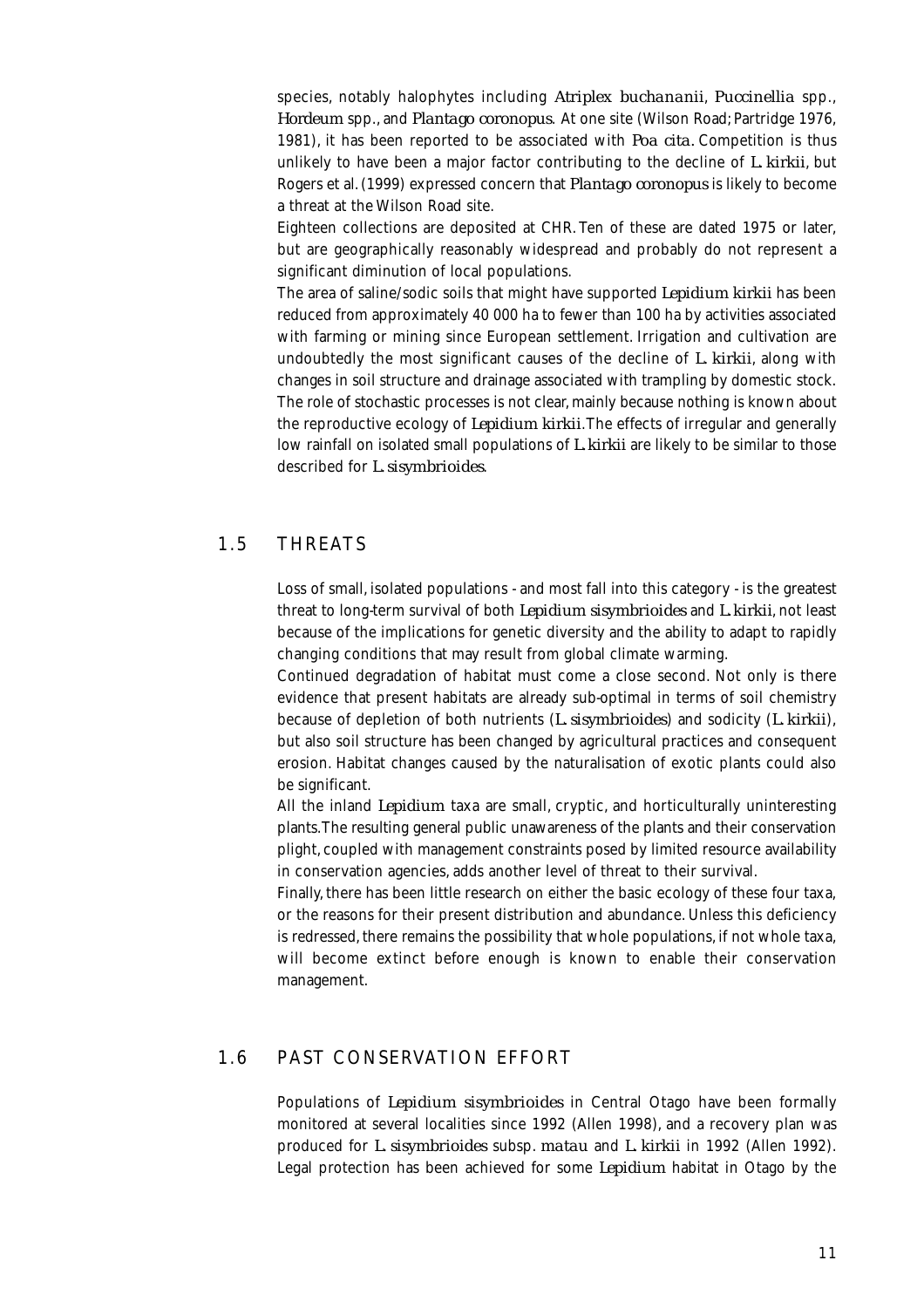species, notably halophytes including *Atriplex buchananii*, *Puccinellia* spp., *Hordeum* spp., and *Plantago coronopus*. At one site (Wilson Road; Partridge 1976, 1981), it has been reported to be associated with *Poa cita*. Competition is thus unlikely to have been a major factor contributing to the decline of *L. kirkii*, but Rogers et al. (1999) expressed concern that *Plantago coronopus* is likely to become a threat at the Wilson Road site.

Eighteen collections are deposited at CHR. Ten of these are dated 1975 or later, but are geographically reasonably widespread and probably do not represent a significant diminution of local populations.

The area of saline/sodic soils that might have supported *Lepidium kirkii* has been reduced from approximately 40 000 ha to fewer than 100 ha by activities associated with farming or mining since European settlement. Irrigation and cultivation are undoubtedly the most significant causes of the decline of *L. kirkii*, along with changes in soil structure and drainage associated with trampling by domestic stock. The role of stochastic processes is not clear, mainly because nothing is known about the reproductive ecology of *Lepidium kirkii*. The effects of irregular and generally low rainfall on isolated small populations of *L. kirkii* are likely to be similar to those described for *L. sisymbrioides*.

## 1.5 THREATS

Loss of small, isolated populations - and most fall into this category - is the greatest threat to long-term survival of both *Lepidium sisymbrioides* and *L. kirkii*, not least because of the implications for genetic diversity and the ability to adapt to rapidly changing conditions that may result from global climate warming.

Continued degradation of habitat must come a close second. Not only is there evidence that present habitats are already sub-optimal in terms of soil chemistry because of depletion of both nutrients (*L. sisymbrioides*) and sodicity (*L. kirkii*), but also soil structure has been changed by agricultural practices and consequent erosion. Habitat changes caused by the naturalisation of exotic plants could also be significant.

All the inland *Lepidium* taxa are small, cryptic, and horticulturally uninteresting plants. The resulting general public unawareness of the plants and their conservation plight, coupled with management constraints posed by limited resource availability in conservation agencies, adds another level of threat to their survival.

Finally, there has been little research on either the basic ecology of these four taxa, or the reasons for their present distribution and abundance. Unless this deficiency is redressed, there remains the possibility that whole populations, if not whole taxa, will become extinct before enough is known to enable their conservation management.

## 1.6 PAST CONSERVATION EFFORT

Populations of *Lepidium sisymbrioides* in Central Otago have been formally monitored at several localities since 1992 (Allen 1998), and a recovery plan was produced for *L. sisymbrioides* subsp. *matau* and *L. kirkii* in 1992 (Allen 1992). Legal protection has been achieved for some *Lepidium* habitat in Otago by the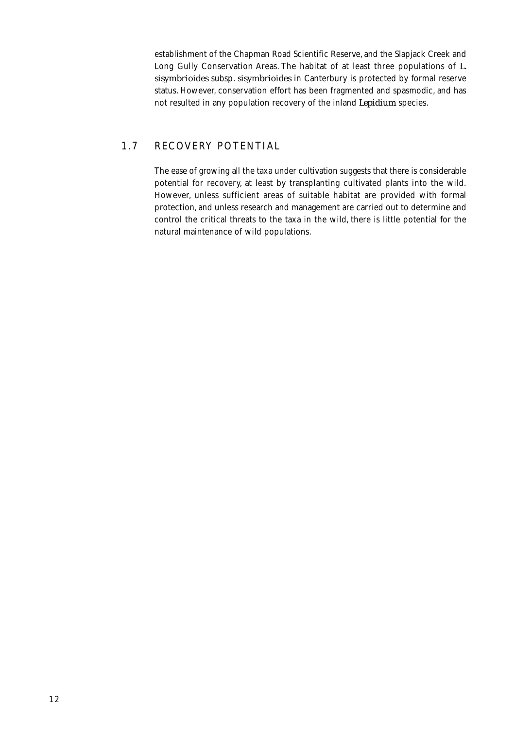establishment of the Chapman Road Scientific Reserve, and the Slapjack Creek and Long Gully Conservation Areas. The habitat of at least three populations of *L. sisymbrioides* subsp. *sisymbrioides* in Canterbury is protected by formal reserve status. However, conservation effort has been fragmented and spasmodic, and has not resulted in any population recovery of the inland *Lepidium* species.

## 1.7 RECOVERY POTENTIAL

The ease of growing all the taxa under cultivation suggests that there is considerable potential for recovery, at least by transplanting cultivated plants into the wild. However, unless sufficient areas of suitable habitat are provided with formal protection, and unless research and management are carried out to determine and control the critical threats to the taxa in the wild, there is little potential for the natural maintenance of wild populations.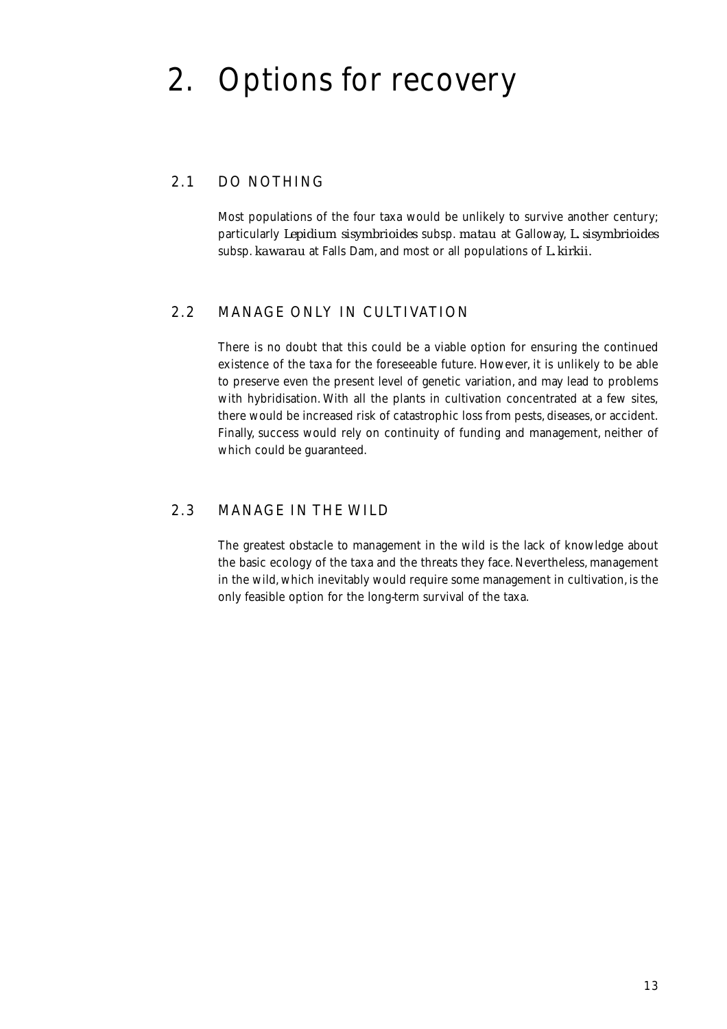# 2. Options for recovery

## 2.1 DO NOTHING

Most populations of the four taxa would be unlikely to survive another century; particularly *Lepidium sisymbrioides* subsp. *matau* at Galloway, *L. sisymbrioides* subsp. *kawarau* at Falls Dam, and most or all populations of *L. kirkii*.

## 2.2 MANAGE ONLY IN CULTIVATION

There is no doubt that this could be a viable option for ensuring the continued existence of the taxa for the foreseeable future. However, it is unlikely to be able to preserve even the present level of genetic variation, and may lead to problems with hybridisation. With all the plants in cultivation concentrated at a few sites, there would be increased risk of catastrophic loss from pests, diseases, or accident. Finally, success would rely on continuity of funding and management, neither of which could be guaranteed.

## 2.3 MANAGE IN THE WILD

The greatest obstacle to management in the wild is the lack of knowledge about the basic ecology of the taxa and the threats they face. Nevertheless, management in the wild, which inevitably would require some management in cultivation, is the only feasible option for the long-term survival of the taxa.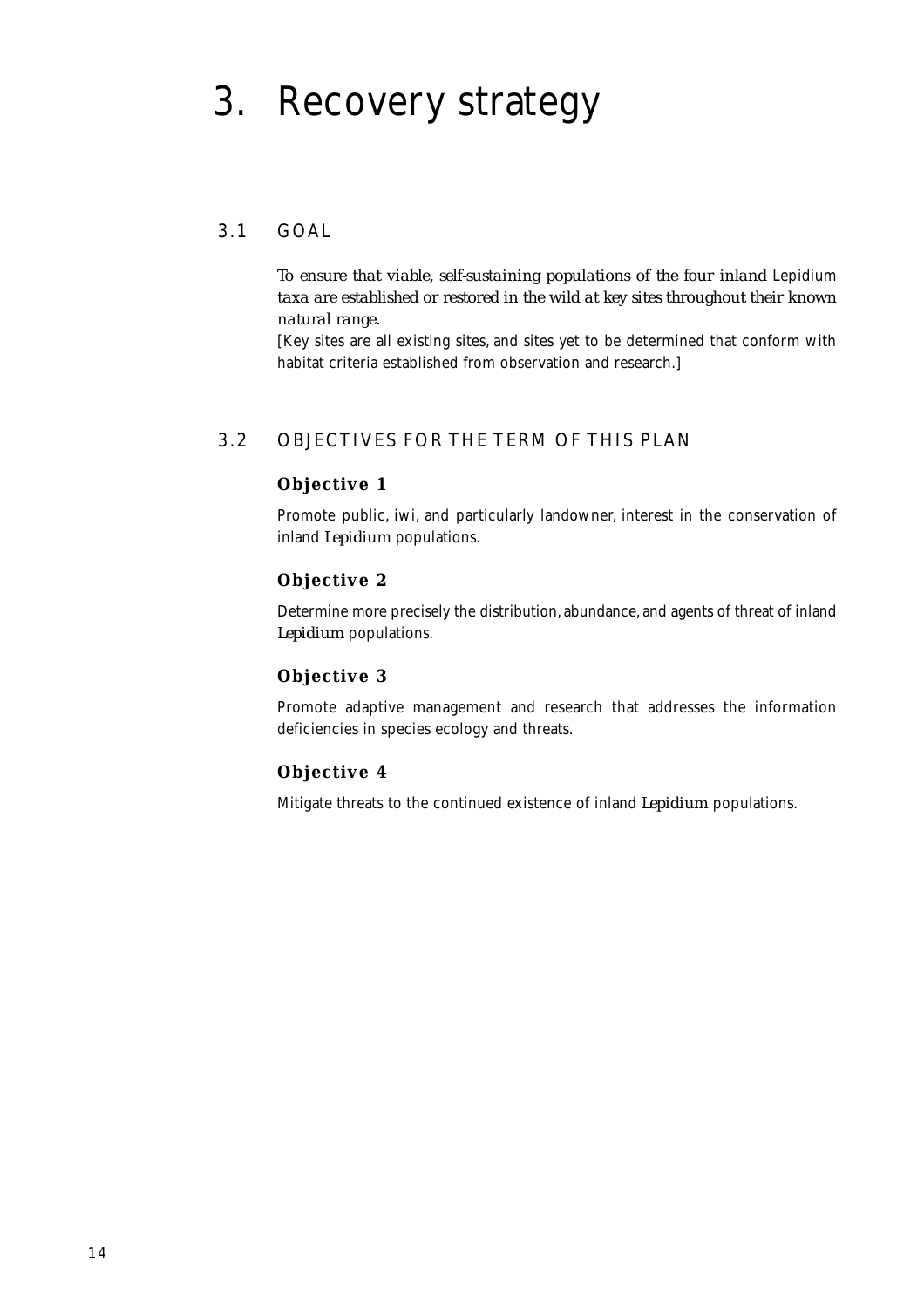# 3. Recovery strategy

## 3.1 GOAL

*To ensure that viable, self-sustaining populations of the four inland Lepidium taxa are established or restored in the wild at key sites throughout their known natural range.*

[Key sites are all existing sites, and sites yet to be determined that conform with habitat criteria established from observation and research.]

## 3.2 OBJECTIVES FOR THE TERM OF THIS PLAN

### Objective 1

Promote public, iwi, and particularly landowner, interest in the conservation of inland *Lepidium* populations.

### Objective 2

Determine more precisely the distribution, abundance, and agents of threat of inland *Lepidium* populations.

### Objective 3

Promote adaptive management and research that addresses the information deficiencies in species ecology and threats.

### Objective 4

Mitigate threats to the continued existence of inland *Lepidium* populations.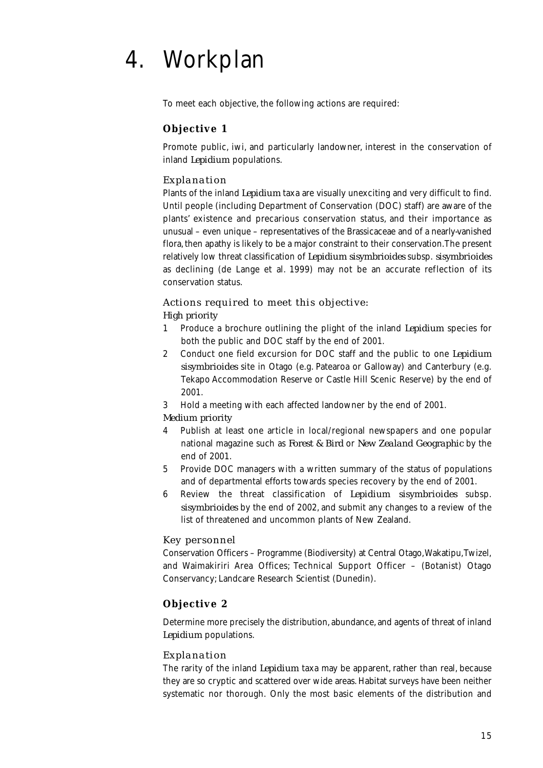# 4. Workplan

To meet each objective, the following actions are required:

## Objective 1

Promote public, iwi, and particularly landowner, interest in the conservation of inland *Lepidium* populations.

### Explanation

Plants of the inland *Lepidium* taxa are visually unexciting and very difficult to find. Until people (including Department of Conservation (DOC) staff) are aware of the plants' existence and precarious conservation status, and their importance as unusual – even unique – representatives of the Brassicaceae and of a nearly-vanished flora, then apathy is likely to be a major constraint to their conservation. The present relatively low threat classification of *Lepidium sisymbrioides* subsp. *sisymbrioides* as declining (de Lange et al. 1999) may not be an accurate reflection of its conservation status.

### Actions required to meet this objective:

*High priority*

1. Produce a brochure outlining the plight of the inland *Lepidium* species for both the public and DOC staff by the end of 2001.
2. Conduct one field excursion for DOC staff and the public to one *Lepidium sisymbrioides* site in Otago (e.g. Patearoa or Galloway) and Canterbury (e.g. Tekapo Accommodation Reserve or Castle Hill Scenic Reserve) by the end of 2001.
3. Hold a meeting with each affected landowner by the end of 2001.

*Medium priority*

4. Publish at least one article in local/regional newspapers and one popular national magazine such as *Forest & Bird* or *New Zealand Geographic* by the end of 2001.
5. Provide DOC managers with a written summary of the status of populations and of departmental efforts towards species recovery by the end of 2001.
6. Review the threat classification of *Lepidium sisymbrioides* subsp. *sisymbrioides* by the end of 2002, and submit any changes to a review of the list of threatened and uncommon plants of New Zealand.

### Key personnel

Conservation Officers – Programme (Biodiversity) at Central Otago, Wakatipu, Twizel, and Waimakiriri Area Offices; Technical Support Officer – (Botanist) Otago Conservancy; Landcare Research Scientist (Dunedin).

## Objective 2

Determine more precisely the distribution, abundance, and agents of threat of inland *Lepidium* populations.

### Explanation

The rarity of the inland *Lepidium* taxa may be apparent, rather than real, because they are so cryptic and scattered over wide areas. Habitat surveys have been neither systematic nor thorough. Only the most basic elements of the distribution and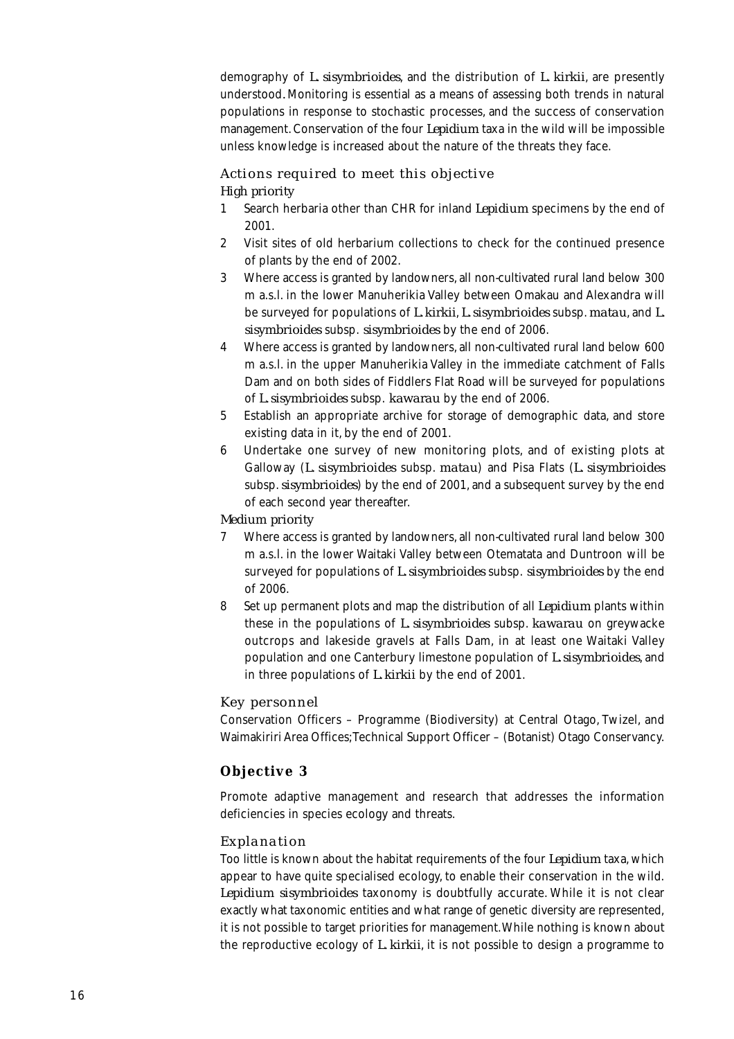demography of *L. sisymbrioides*, and the distribution of *L. kirkii*, are presently understood. Monitoring is essential as a means of assessing both trends in natural populations in response to stochastic processes, and the success of conservation management. Conservation of the four *Lepidium* taxa in the wild will be impossible unless knowledge is increased about the nature of the threats they face.

### Actions required to meet this objective

*High priority*

1. Search herbaria other than CHR for inland *Lepidium* specimens by the end of 2001.
2. Visit sites of old herbarium collections to check for the continued presence of plants by the end of 2002.
3. Where access is granted by landowners, all non-cultivated rural land below 300 m a.s.l. in the lower Manuherikia Valley between Omakau and Alexandra will be surveyed for populations of *L. kirkii*, *L. sisymbrioides* subsp. *matau*, and *L. sisymbrioides* subsp. *sisymbrioides* by the end of 2006.
4. Where access is granted by landowners, all non-cultivated rural land below 600 m a.s.l. in the upper Manuherikia Valley in the immediate catchment of Falls Dam and on both sides of Fiddlers Flat Road will be surveyed for populations of *L. sisymbrioides* subsp. *kawarau* by the end of 2006.
5. Establish an appropriate archive for storage of demographic data, and store existing data in it, by the end of 2001.
6. Undertake one survey of new monitoring plots, and of existing plots at Galloway (*L. sisymbrioides* subsp. *matau*) and Pisa Flats (*L. sisymbrioides* subsp. *sisymbrioides*) by the end of 2001, and a subsequent survey by the end of each second year thereafter.

*Medium priority*

7. Where access is granted by landowners, all non-cultivated rural land below 300 m a.s.l. in the lower Waitaki Valley between Otematata and Duntroon will be surveyed for populations of *L. sisymbrioides* subsp. *sisymbrioides* by the end of 2006.
8. Set up permanent plots and map the distribution of all *Lepidium* plants within these in the populations of *L. sisymbrioides* subsp. *kawarau* on greywacke outcrops and lakeside gravels at Falls Dam, in at least one Waitaki Valley population and one Canterbury limestone population of *L. sisymbrioides*, and in three populations of *L. kirkii* by the end of 2001.

### Key personnel

Conservation Officers – Programme (Biodiversity) at Central Otago, Twizel, and Waimakiriri Area Offices; Technical Support Officer – (Botanist) Otago Conservancy.

## Objective 3

Promote adaptive management and research that addresses the information deficiencies in species ecology and threats.

### Explanation

Too little is known about the habitat requirements of the four *Lepidium* taxa, which appear to have quite specialised ecology, to enable their conservation in the wild. *Lepidium sisymbrioides* taxonomy is doubtfully accurate. While it is not clear exactly what taxonomic entities and what range of genetic diversity are represented, it is not possible to target priorities for management. While nothing is known about the reproductive ecology of *L. kirkii*, it is not possible to design a programme to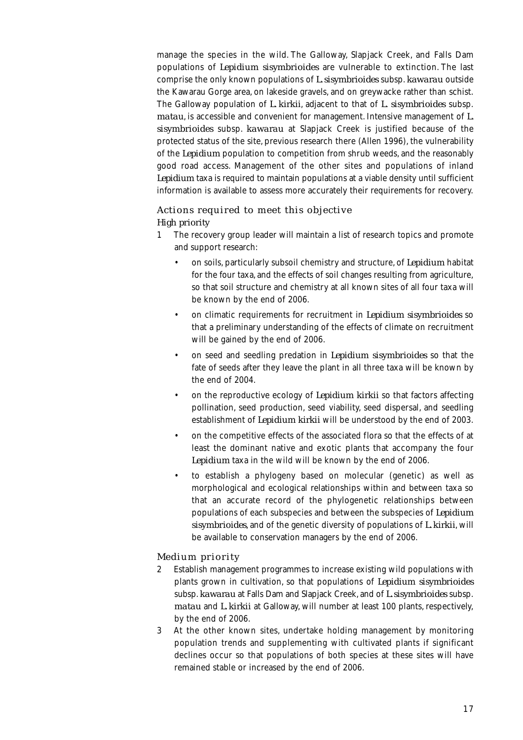manage the species in the wild. The Galloway, Slapjack Creek, and Falls Dam populations of *Lepidium sisymbrioides* are vulnerable to extinction. The last comprise the only known populations of *L. sisymbrioides* subsp. *kawarau* outside the Kawarau Gorge area, on lakeside gravels, and on greywacke rather than schist. The Galloway population of *L. kirkii*, adjacent to that of *L. sisymbrioides* subsp. *matau*, is accessible and convenient for management. Intensive management of *L. sisymbrioides* subsp. *kawarau* at Slapjack Creek is justified because of the protected status of the site, previous research there (Allen 1996), the vulnerability of the *Lepidium* population to competition from shrub weeds, and the reasonably good road access. Management of the other sites and populations of inland *Lepidium* taxa is required to maintain populations at a viable density until sufficient information is available to assess more accurately their requirements for recovery.

### Actions required to meet this objective

#### *High priority*

1 The recovery group leader will maintain a list of research topics and promote and support research:

   - on soils, particularly subsoil chemistry and structure, of *Lepidium* habitat for the four taxa, and the effects of soil changes resulting from agriculture, so that soil structure and chemistry at all known sites of all four taxa will be known by the end of 2006.
   - on climatic requirements for recruitment in *Lepidium sisymbrioides* so that a preliminary understanding of the effects of climate on recruitment will be gained by the end of 2006.
   - on seed and seedling predation in *Lepidium sisymbrioides* so that the fate of seeds after they leave the plant in all three taxa will be known by the end of 2004.
   - on the reproductive ecology of *Lepidium kirkii* so that factors affecting pollination, seed production, seed viability, seed dispersal, and seedling establishment of *Lepidium kirkii* will be understood by the end of 2003.
   - on the competitive effects of the associated flora so that the effects of at least the dominant native and exotic plants that accompany the four *Lepidium* taxa in the wild will be known by the end of 2006.
   - to establish a phylogeny based on molecular (genetic) as well as morphological and ecological relationships within and between taxa so that an accurate record of the phylogenetic relationships between populations of each subspecies and between the subspecies of *Lepidium sisymbrioides*, and of the genetic diversity of populations of *L. kirkii*, will be available to conservation managers by the end of 2006.

#### Medium priority

2 Establish management programmes to increase existing wild populations with plants grown in cultivation, so that populations of *Lepidium sisymbrioides* subsp. *kawarau* at Falls Dam and Slapjack Creek, and of *L. sisymbrioides* subsp. *matau* and *L. kirkii* at Galloway, will number at least 100 plants, respectively, by the end of 2006.

3 At the other known sites, undertake holding management by monitoring population trends and supplementing with cultivated plants if significant declines occur so that populations of both species at these sites will have remained stable or increased by the end of 2006.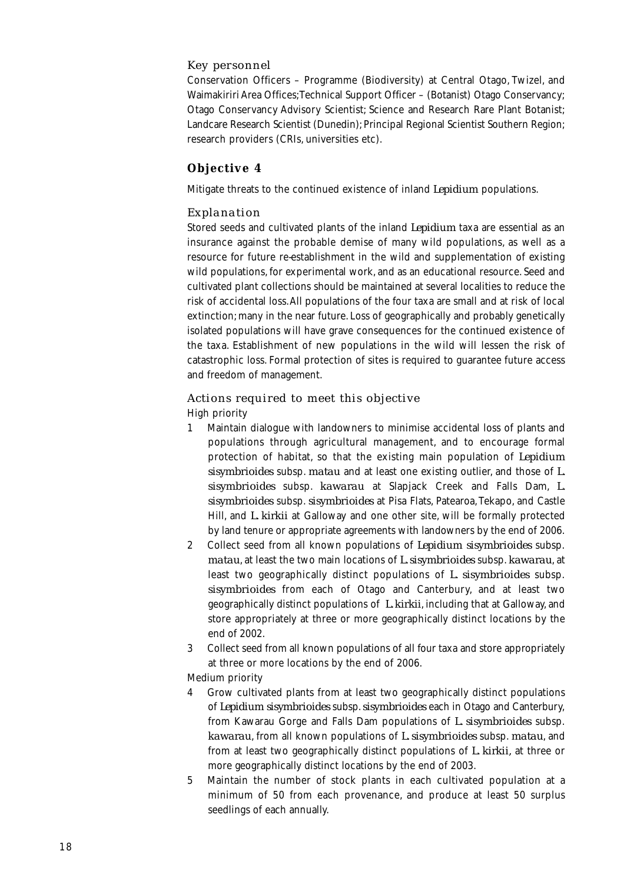### Key personnel

Conservation Officers – Programme (Biodiversity) at Central Otago, Twizel, and Waimakiriri Area Offices;Technical Support Officer – (Botanist) Otago Conservancy; Otago Conservancy Advisory Scientist; Science and Research Rare Plant Botanist; Landcare Research Scientist (Dunedin); Principal Regional Scientist Southern Region; research providers (CRIs, universities etc).

## Objective 4

Mitigate threats to the continued existence of inland *Lepidium* populations.

### Explanation

Stored seeds and cultivated plants of the inland *Lepidium* taxa are essential as an insurance against the probable demise of many wild populations, as well as a resource for future re-establishment in the wild and supplementation of existing wild populations, for experimental work, and as an educational resource. Seed and cultivated plant collections should be maintained at several localities to reduce the risk of accidental loss. All populations of the four taxa are small and at risk of local extinction; many in the near future. Loss of geographically and probably genetically isolated populations will have grave consequences for the continued existence of the taxa. Establishment of new populations in the wild will lessen the risk of catastrophic loss. Formal protection of sites is required to guarantee future access and freedom of management.

### Actions required to meet this objective

High priority

1. Maintain dialogue with landowners to minimise accidental loss of plants and populations through agricultural management, and to encourage formal protection of habitat, so that the existing main population of *Lepidium sisymbrioides* subsp. *matau* and at least one existing outlier, and those of *L. sisymbrioides* subsp. *kawarau* at Slapjack Creek and Falls Dam, *L. sisymbrioides* subsp. *sisymbrioides* at Pisa Flats, Patearoa, Tekapo, and Castle Hill, and *L. kirkii* at Galloway and one other site, will be formally protected by land tenure or appropriate agreements with landowners by the end of 2006.
2. Collect seed from all known populations of *Lepidium sisymbrioides* subsp. *matau*, at least the two main locations of *L. sisymbrioides* subsp. *kawarau*, at least two geographically distinct populations of *L. sisymbrioides* subsp. *sisymbrioides* from each of Otago and Canterbury, and at least two geographically distinct populations of *L. kirkii*, including that at Galloway, and store appropriately at three or more geographically distinct locations by the end of 2002.
3. Collect seed from all known populations of all four taxa and store appropriately at three or more locations by the end of 2006.

Medium priority

4. Grow cultivated plants from at least two geographically distinct populations of *Lepidium sisymbrioides* subsp. *sisymbrioides* each in Otago and Canterbury, from Kawarau Gorge and Falls Dam populations of *L. sisymbrioides* subsp. *kawarau*, from all known populations of *L. sisymbrioides* subsp. *matau*, and from at least two geographically distinct populations of *L. kirkii*, at three or more geographically distinct locations by the end of 2003.
5. Maintain the number of stock plants in each cultivated population at a minimum of 50 from each provenance, and produce at least 50 surplus seedlings of each annually.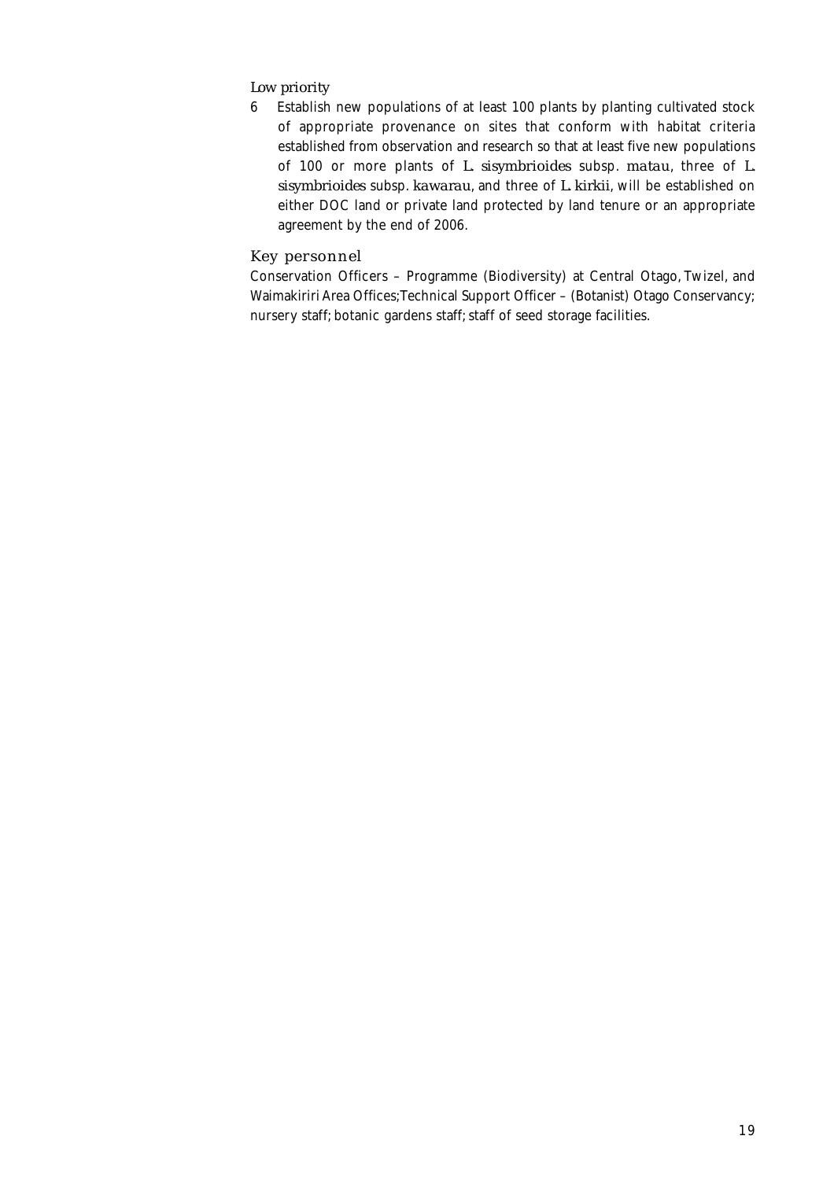*Low priority*

6 Establish new populations of at least 100 plants by planting cultivated stock of appropriate provenance on sites that conform with habitat criteria established from observation and research so that at least five new populations of 100 or more plants of *L. sisymbrioides* subsp. *matau*, three of *L. sisymbrioides* subsp. *kawarau*, and three of *L. kirkii*, will be established on either DOC land or private land protected by land tenure or an appropriate agreement by the end of 2006.

### Key personnel

Conservation Officers – Programme (Biodiversity) at Central Otago, Twizel, and Waimakiriri Area Offices; Technical Support Officer – (Botanist) Otago Conservancy; nursery staff; botanic gardens staff; staff of seed storage facilities.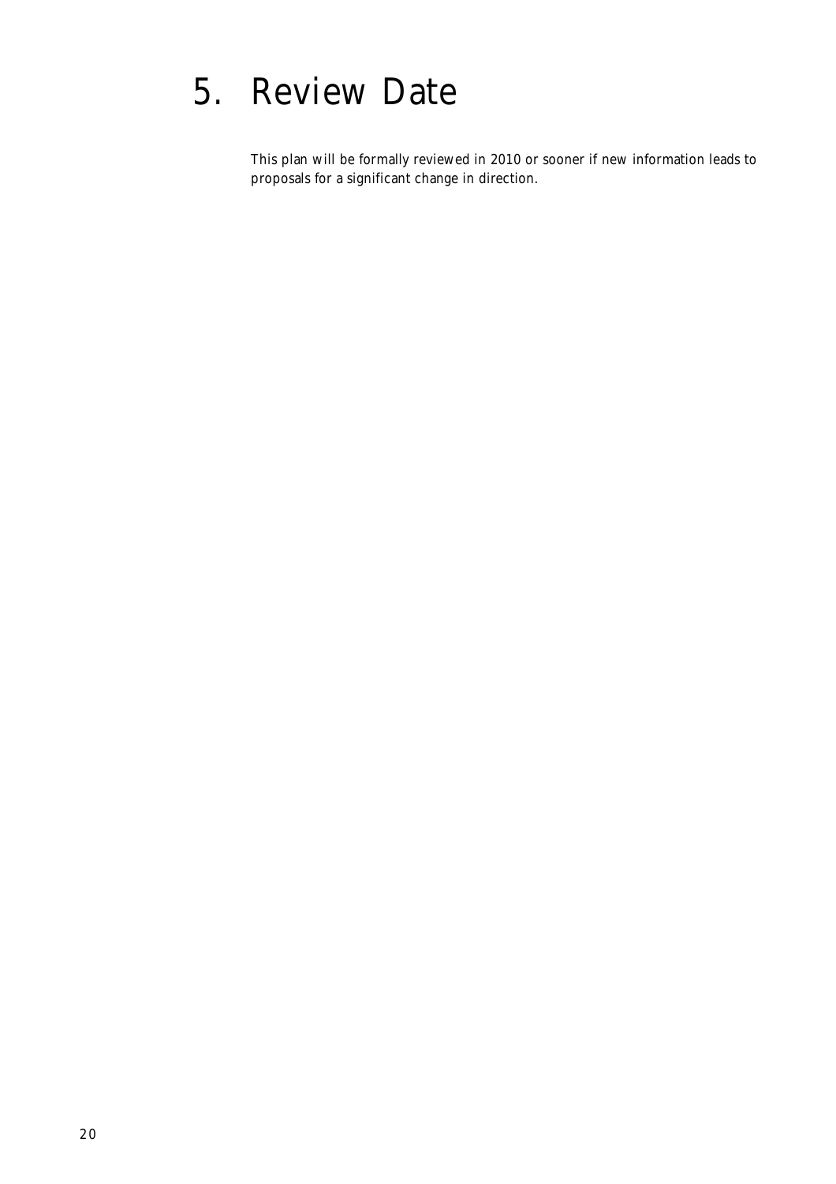# 5. Review Date

This plan will be formally reviewed in 2010 or sooner if new information leads to proposals for a significant change in direction.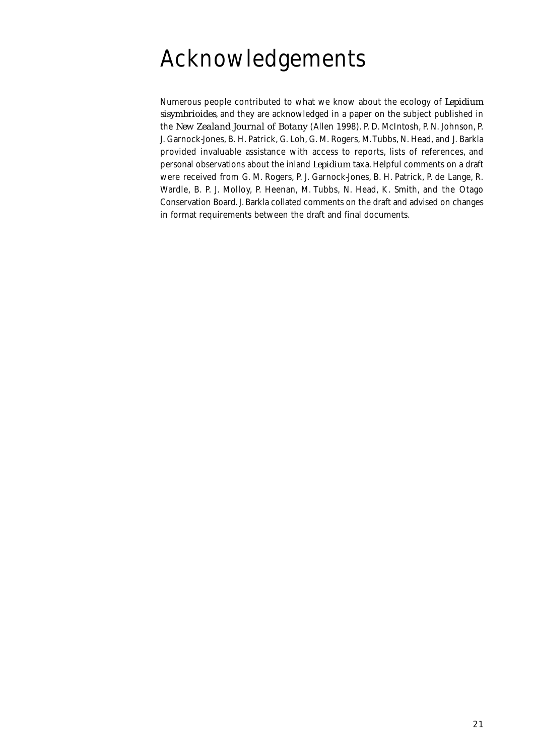# Acknowledgements

Numerous people contributed to what we know about the ecology of *Lepidium sisymbrioides*, and they are acknowledged in a paper on the subject published in the *New Zealand Journal of Botany* (Allen 1998). P. D. McIntosh, P. N. Johnson, P. J. Garnock-Jones, B. H. Patrick, G. Loh, G. M. Rogers, M. Tubbs, N. Head, and J. Barkla provided invaluable assistance with access to reports, lists of references, and personal observations about the inland *Lepidium* taxa. Helpful comments on a draft were received from G. M. Rogers, P. J. Garnock-Jones, B. H. Patrick, P. de Lange, R. Wardle, B. P. J. Molloy, P. Heenan, M. Tubbs, N. Head, K. Smith, and the Otago Conservation Board. J. Barkla collated comments on the draft and advised on changes in format requirements between the draft and final documents.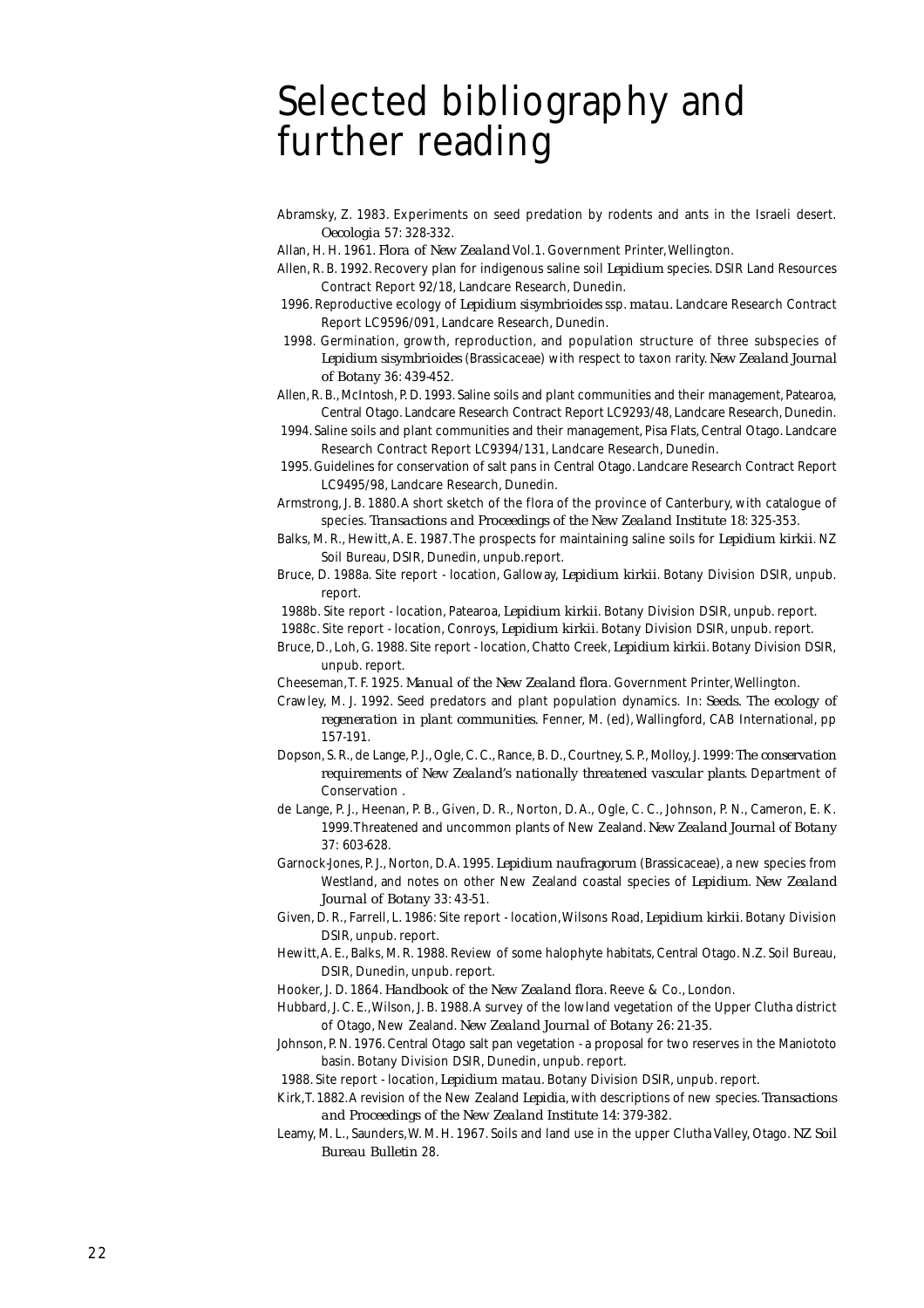# Selected bibliography and further reading

Abramsky, Z. 1983. Experiments on seed predation by rodents and ants in the Israeli desert. *Oecologia* 57: 328-332.

Allan, H. H. 1961. *Flora of New Zealand* Vol.1. Government Printer, Wellington.

Allen, R. B. 1992. Recovery plan for indigenous saline soil *Lepidium* species. DSIR Land Resources Contract Report 92/18, Landcare Research, Dunedin.

1996. Reproductive ecology of *Lepidium sisymbrioides* ssp. *matau*. Landcare Research Contract Report LC9596/091, Landcare Research, Dunedin.

1998. Germination, growth, reproduction, and population structure of three subspecies of *Lepidium sisymbrioides* (Brassicaceae) with respect to taxon rarity. *New Zealand Journal of Botany* 36: 439-452.

Allen, R. B., McIntosh, P. D. 1993. Saline soils and plant communities and their management, Patearoa, Central Otago. Landcare Research Contract Report LC9293/48, Landcare Research, Dunedin.

1994. Saline soils and plant communities and their management, Pisa Flats, Central Otago. Landcare Research Contract Report LC9394/131, Landcare Research, Dunedin.

1995. Guidelines for conservation of salt pans in Central Otago. Landcare Research Contract Report LC9495/98, Landcare Research, Dunedin.

Armstrong, J. B. 1880. A short sketch of the flora of the province of Canterbury, with catalogue of species. *Transactions and Proceedings of the New Zealand Institute* 18: 325-353.

Balks, M. R., Hewitt, A. E. 1987. The prospects for maintaining saline soils for *Lepidium kirkii*. NZ Soil Bureau, DSIR, Dunedin, unpub. report.

Bruce, D. 1988a. Site report - location, Galloway, *Lepidium kirkii*. Botany Division DSIR, unpub. report.

1988b. Site report - location, Patearoa, *Lepidium kirkii*. Botany Division DSIR, unpub. report.

1988c. Site report - location, Conroys, *Lepidium kirkii*. Botany Division DSIR, unpub. report.

Bruce, D., Loh, G. 1988. Site report - location, Chatto Creek, *Lepidium kirkii*. Botany Division DSIR, unpub. report.

Cheeseman, T. F. 1925. *Manual of the New Zealand flora*. Government Printer, Wellington.

Crawley, M. J. 1992. Seed predators and plant population dynamics. In: *Seeds. The ecology of regeneration in plant communities*. Fenner, M. (ed), Wallingford, CAB International, pp 157-191.

Dopson, S. R., de Lange, P. J., Ogle, C. C., Rance, B. D., Courtney, S. P., Molloy, J. 1999: *The conservation requirements of New Zealand's nationally threatened vascular plants*. Department of Conservation .

de Lange, P. J., Heenan, P. B., Given, D. R., Norton, D. A., Ogle, C. C., Johnson, P. N., Cameron, E. K. 1999. Threatened and uncommon plants of New Zealand. *New Zealand Journal of Botany* 37: 603-628.

Garnock-Jones, P. J., Norton, D. A. 1995. *Lepidium naufragorum* (Brassicaceae), a new species from Westland, and notes on other New Zealand coastal species of *Lepidium*. *New Zealand Journal of Botany* 33: 43-51.

Given, D. R., Farrell, L. 1986: Site report - location, Wilsons Road, *Lepidium kirkii*. Botany Division DSIR, unpub. report.

Hewitt, A. E., Balks, M. R. 1988. Review of some halophyte habitats, Central Otago. N.Z. Soil Bureau, DSIR, Dunedin, unpub. report.

Hooker, J. D. 1864. *Handbook of the New Zealand flora*. Reeve & Co., London.

Hubbard, J. C. E., Wilson, J. B. 1988. A survey of the lowland vegetation of the Upper Clutha district of Otago, New Zealand. *New Zealand Journal of Botany* 26: 21-35.

Johnson, P. N. 1976. Central Otago salt pan vegetation - a proposal for two reserves in the Maniototo basin. Botany Division DSIR, Dunedin, unpub. report.

1988. Site report - location, *Lepidium matau*. Botany Division DSIR, unpub. report.

Kirk, T. 1882. A revision of the New Zealand *Lepidia*, with descriptions of new species. *Transactions and Proceedings of the New Zealand Institute* 14: 379-382.

Leamy, M. L., Saunders, W. M. H. 1967. Soils and land use in the upper Clutha Valley, Otago. *NZ Soil Bureau Bulletin* 28.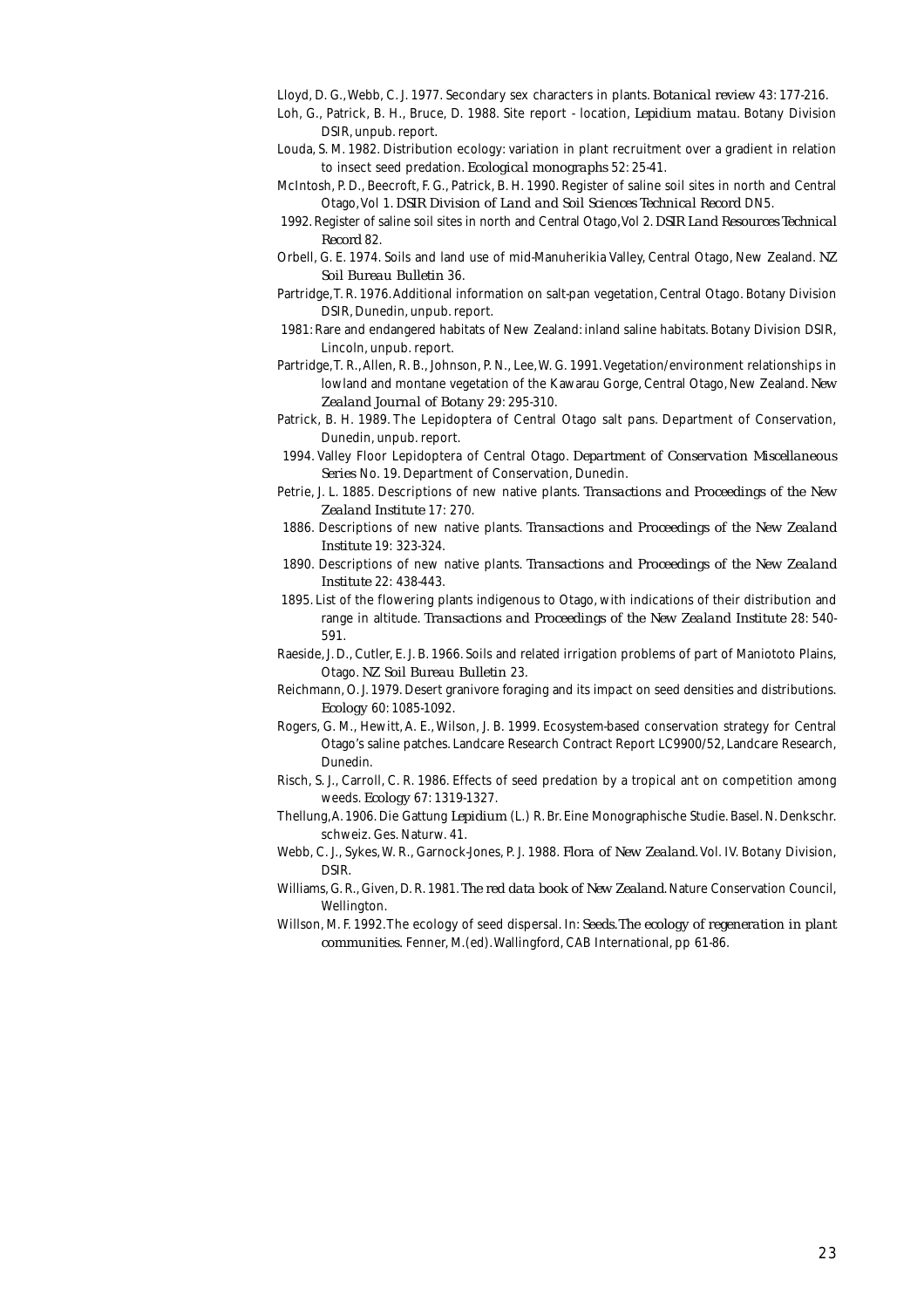Lloyd, D. G., Webb, C. J. 1977. Secondary sex characters in plants. *Botanical review* 43: 177-216.

Loh, G., Patrick, B. H., Bruce, D. 1988. Site report - location, *Lepidium matau*. Botany Division DSIR, unpub. report.

Louda, S. M. 1982. Distribution ecology: variation in plant recruitment over a gradient in relation to insect seed predation. *Ecological monographs* 52: 25-41.

McIntosh, P. D., Beecroft, F. G., Patrick, B. H. 1990. Register of saline soil sites in north and Central Otago, Vol 1. *DSIR Division of Land and Soil Sciences Technical Record DN5*.

1992. Register of saline soil sites in north and Central Otago, Vol 2. *DSIR Land Resources Technical Record 82*.

Orbell, G. E. 1974. Soils and land use of mid-Manuherikia Valley, Central Otago, New Zealand. *NZ Soil Bureau Bulletin 36*.

Partridge, T. R. 1976. Additional information on salt-pan vegetation, Central Otago. Botany Division DSIR, Dunedin, unpub. report.

1981: Rare and endangered habitats of New Zealand: inland saline habitats. Botany Division DSIR, Lincoln, unpub. report.

Partridge, T. R., Allen, R. B., Johnson, P. N., Lee, W. G. 1991. Vegetation/environment relationships in lowland and montane vegetation of the Kawarau Gorge, Central Otago, New Zealand. *New Zealand Journal of Botany* 29: 295-310.

Patrick, B. H. 1989. The Lepidoptera of Central Otago salt pans. Department of Conservation, Dunedin, unpub. report.

1994. Valley Floor Lepidoptera of Central Otago. *Department of Conservation Miscellaneous Series No. 19*. Department of Conservation, Dunedin.

Petrie, J. L. 1885. Descriptions of new native plants. *Transactions and Proceedings of the New Zealand Institute* 17: 270.

1886. Descriptions of new native plants. *Transactions and Proceedings of the New Zealand Institute* 19: 323-324.

1890. Descriptions of new native plants. *Transactions and Proceedings of the New Zealand Institute* 22: 438-443.

1895. List of the flowering plants indigenous to Otago, with indications of their distribution and range in altitude. *Transactions and Proceedings of the New Zealand Institute* 28: 540-591.

Raeside, J. D., Cutler, E. J. B. 1966. Soils and related irrigation problems of part of Maniototo Plains, Otago. *NZ Soil Bureau Bulletin 23*.

Reichmann, O. J. 1979. Desert granivore foraging and its impact on seed densities and distributions. *Ecology* 60: 1085-1092.

Rogers, G. M., Hewitt, A. E., Wilson, J. B. 1999. Ecosystem-based conservation strategy for Central Otago's saline patches. Landcare Research Contract Report LC9900/52, Landcare Research, Dunedin.

Risch, S. J., Carroll, C. R. 1986. Effects of seed predation by a tropical ant on competition among weeds. *Ecology* 67: 1319-1327.

Thellung, A. 1906. Die Gattung *Lepidium* (L.) R. Br. Eine Monographische Studie. Basel. N. Denkschr. schweiz. Ges. Naturw. 41.

Webb, C. J., Sykes, W. R., Garnock-Jones, P. J. 1988. *Flora of New Zealand*. Vol. IV. Botany Division, DSIR.

Williams, G. R., Given, D. R. 1981. *The red data book of New Zealand*. Nature Conservation Council, Wellington.

Willson, M. F. 1992. The ecology of seed dispersal. In: *Seeds. The ecology of regeneration in plant communities*. Fenner, M. (ed). Wallingford, CAB International, pp 61-86.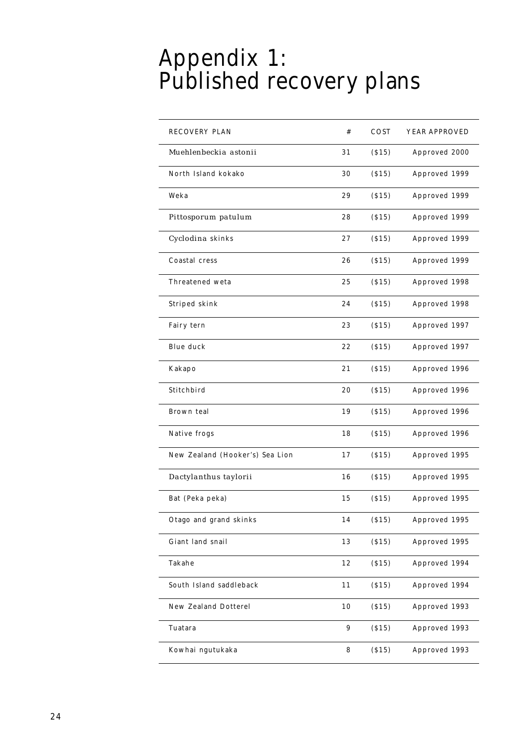# Appendix 1: Published recovery plans

| RECOVERY PLAN | # | COST | YEAR APPROVED |
|---|---|---|---|
| *Muehlenbeckia astonii* | 31 | ($15) | Approved 2000 |
| North Island kokako | 30 | ($15) | Approved 1999 |
| Weka | 29 | ($15) | Approved 1999 |
| *Pittosporum patulum* | 28 | ($15) | Approved 1999 |
| *Cyclodina* skinks | 27 | ($15) | Approved 1999 |
| Coastal cress | 26 | ($15) | Approved 1999 |
| Threatened weta | 25 | ($15) | Approved 1998 |
| Striped skink | 24 | ($15) | Approved 1998 |
| Fairy tern | 23 | ($15) | Approved 1997 |
| Blue duck | 22 | ($15) | Approved 1997 |
| Kakapo | 21 | ($15) | Approved 1996 |
| Stitchbird | 20 | ($15) | Approved 1996 |
| Brown teal | 19 | ($15) | Approved 1996 |
| Native frogs | 18 | ($15) | Approved 1996 |
| New Zealand (Hooker's) Sea Lion | 17 | ($15) | Approved 1995 |
| *Dactylanthus taylorii* | 16 | ($15) | Approved 1995 |
| Bat (Peka peka) | 15 | ($15) | Approved 1995 |
| Otago and grand skinks | 14 | ($15) | Approved 1995 |
| Giant land snail | 13 | ($15) | Approved 1995 |
| Takahe | 12 | ($15) | Approved 1994 |
| South Island saddleback | 11 | ($15) | Approved 1994 |
| New Zealand Dotterel | 10 | ($15) | Approved 1993 |
| Tuatara | 9 | ($15) | Approved 1993 |
| Kowhai ngutukaka | 8 | ($15) | Approved 1993 |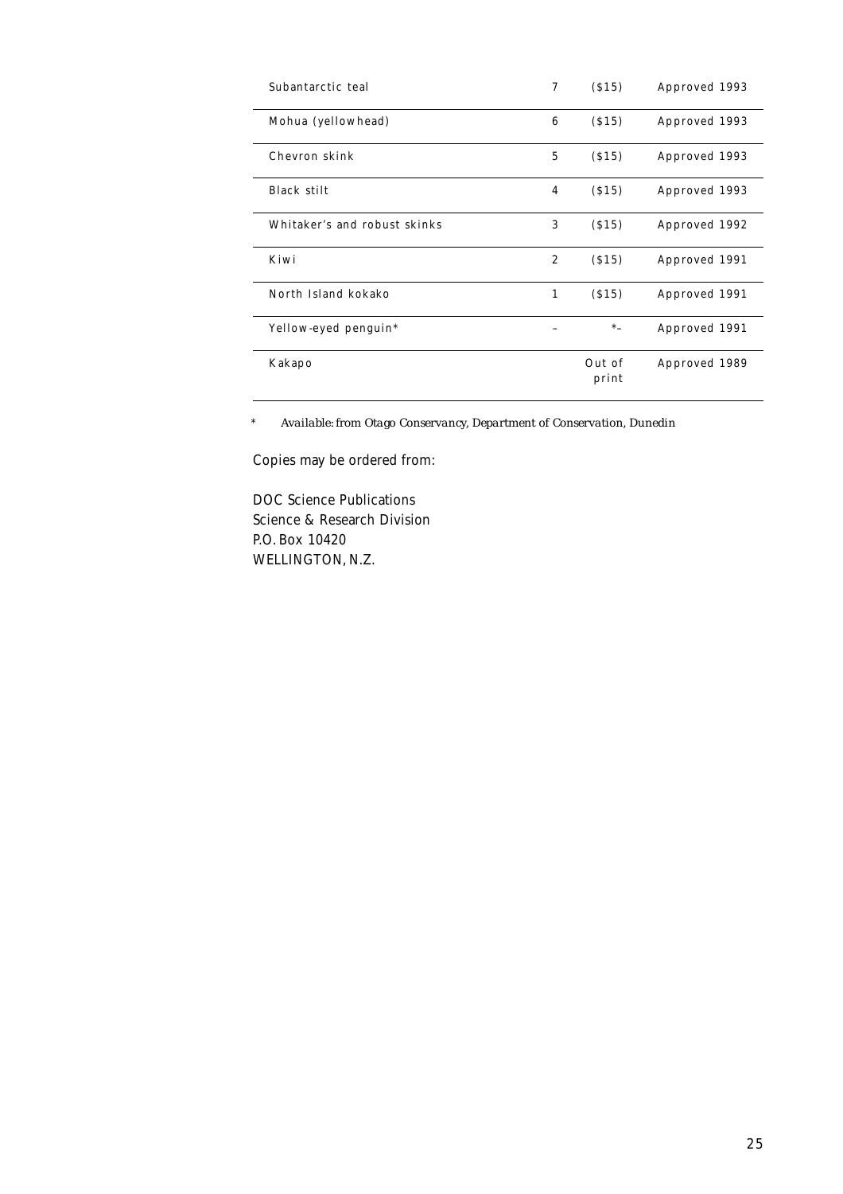| | | | |
|---|---|---|---|
| Subantarctic teal | 7 | ($15) | Approved 1993 |
| Mohua (yellowhead) | 6 | ($15) | Approved 1993 |
| Chevron skink | 5 | ($15) | Approved 1993 |
| Black stilt | 4 | ($15) | Approved 1993 |
| Whitaker's and robust skinks | 3 | ($15) | Approved 1992 |
| Kiwi | 2 | ($15) | Approved 1991 |
| North Island kokako | 1 | ($15) | Approved 1991 |
| Yellow-eyed penguin* | – | *– | Approved 1991 |
| Kakapo | | Out of print | Approved 1989 |

\* *Available: from Otago Conservancy, Department of Conservation, Dunedin*

Copies may be ordered from:

DOC Science Publications  
Science & Research Division  
P.O. Box 10420  
WELLINGTON, N.Z.